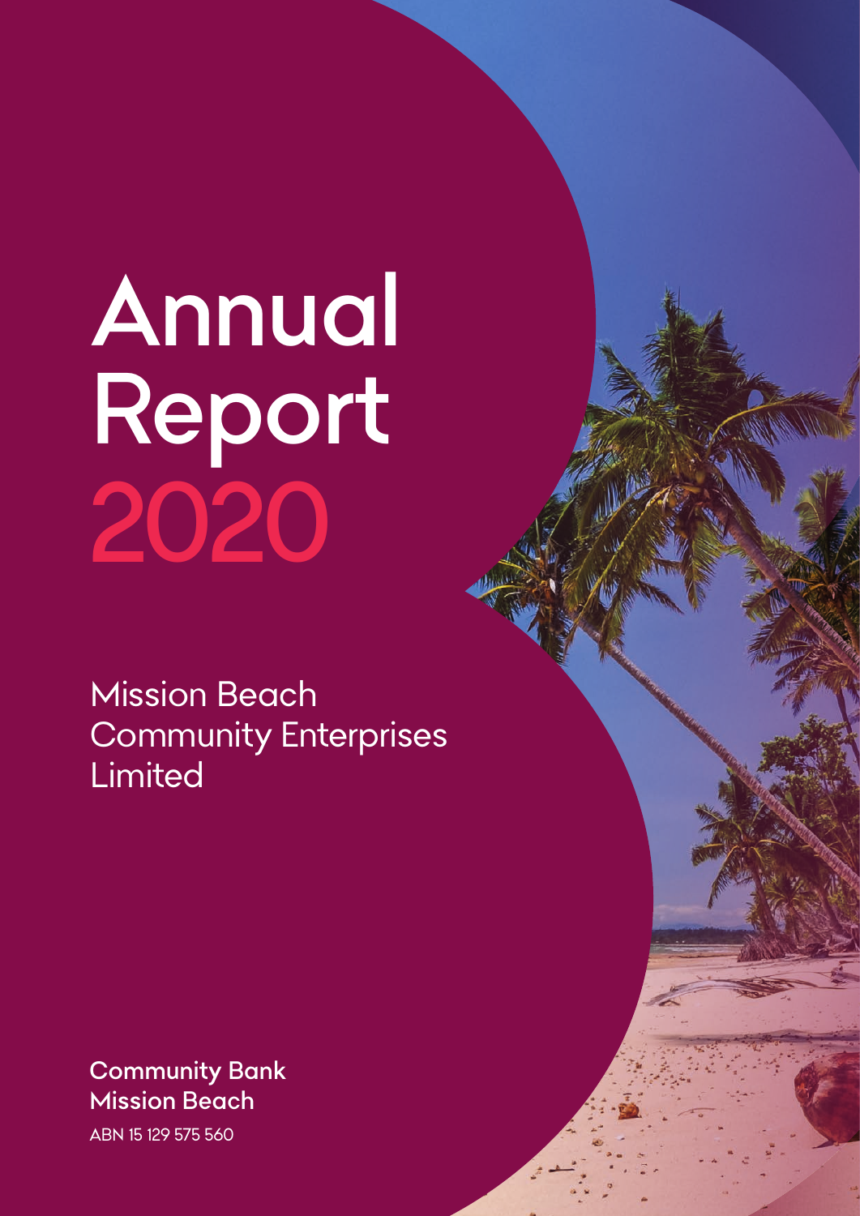# Annual Report 2020

Mission Beach Community Enterprises Limited

**Community Bank Mission Beach**

ABN 15 129 575 560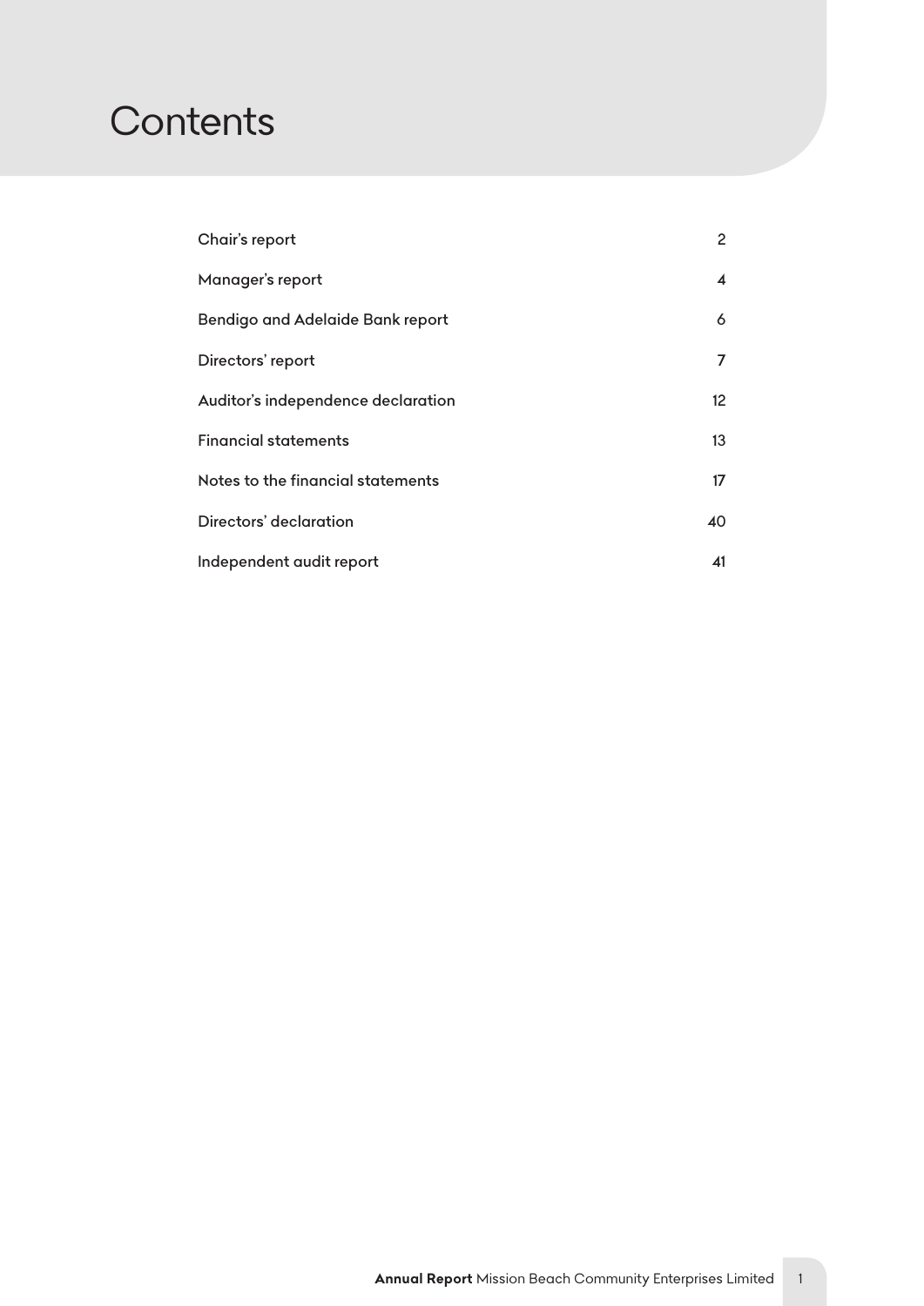# Contents

| | |
|---|---|
| Chair's report | 2 |
| Manager's report | 4 |
| Bendigo and Adelaide Bank report | 6 |
| Directors' report | 7 |
| Auditor's independence declaration | 12 |
| Financial statements | 13 |
| Notes to the financial statements | 17 |
| Directors' declaration | 40 |
| Independent audit report | 41 |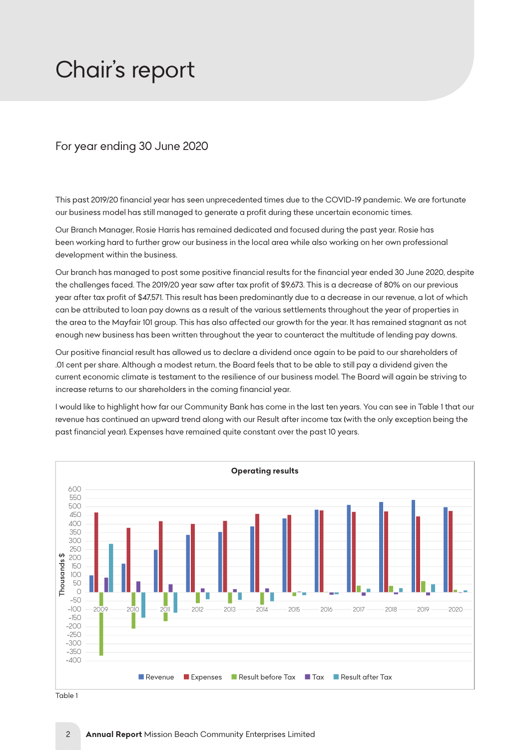# Chair's report

## For year ending 30 June 2020

This past 2019/20 financial year has seen unprecedented times due to the COVID-19 pandemic. We are fortunate our business model has still managed to generate a profit during these uncertain economic times.

Our Branch Manager, Rosie Harris has remained dedicated and focused during the past year. Rosie has been working hard to further grow our business in the local area while also working on her own professional development within the business.

Our branch has managed to post some positive financial results for the financial year ended 30 June 2020, despite the challenges faced. The 2019/20 year saw after tax profit of $9,673. This is a decrease of 80% on our previous year after tax profit of $47,571. This result has been predominantly due to a decrease in our revenue, a lot of which can be attributed to loan pay downs as a result of the various settlements throughout the year of properties in the area to the Mayfair 101 group. This has also affected our growth for the year. It has remained stagnant as not enough new business has been written throughout the year to counteract the multitude of lending pay downs.

Our positive financial result has allowed us to declare a dividend once again to be paid to our shareholders of .01 cent per share. Although a modest return, the Board feels that to be able to still pay a dividend given the current economic climate is testament to the resilience of our business model. The Board will again be striving to increase returns to our shareholders in the coming financial year.

I would like to highlight how far our Community Bank has come in the last ten years. You can see in Table 1 that our revenue has continued an upward trend along with our Result after income tax (with the only exception being the past financial year). Expenses have remained quite constant over the past 10 years.

**Operating results**

Thousands $ (y-axis from -400 to 600); years 2009–2020; series: Revenue, Expenses, Result before Tax, Tax, Result after Tax

Table 1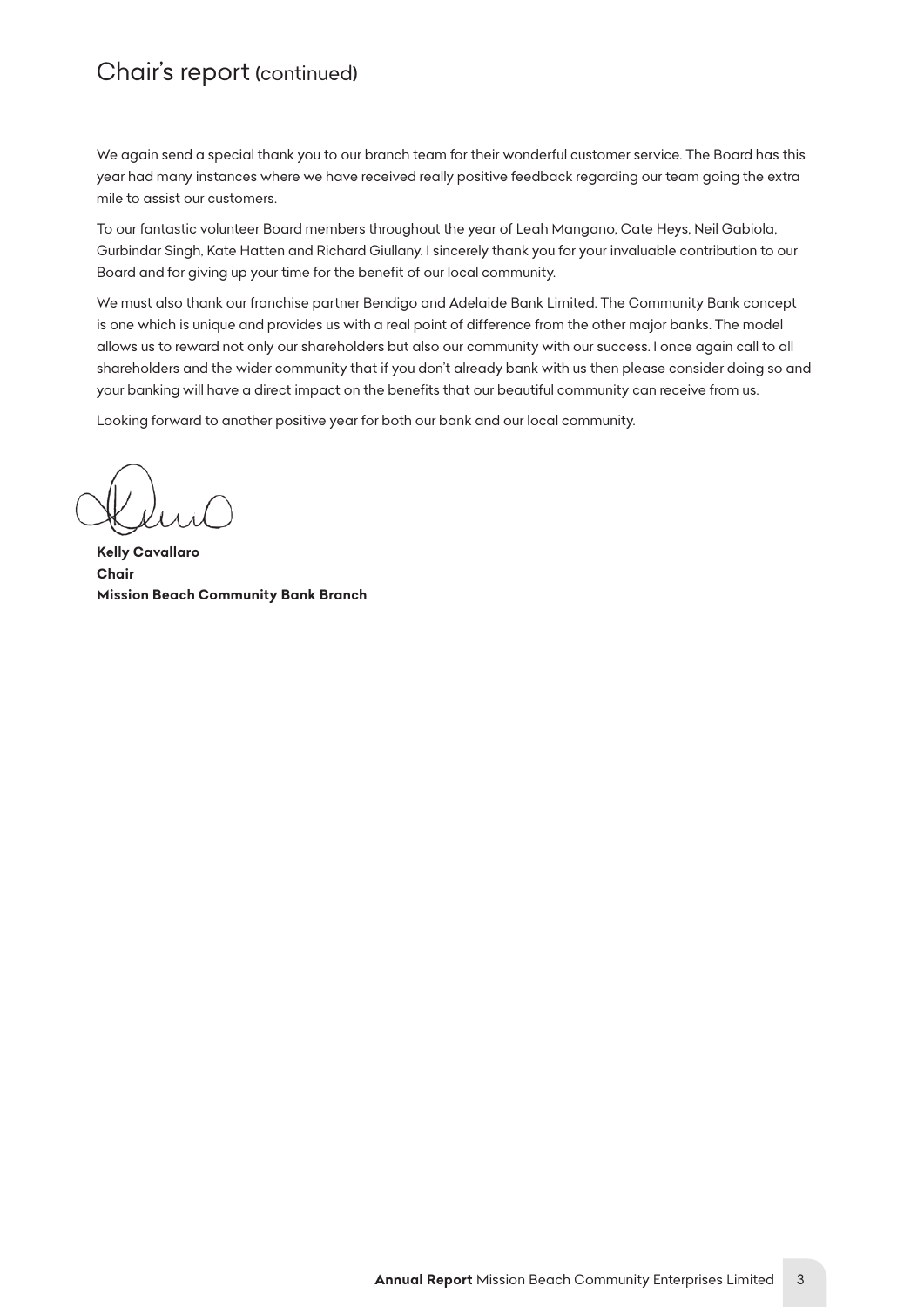# Chair's report (continued)

We again send a special thank you to our branch team for their wonderful customer service. The Board has this year had many instances where we have received really positive feedback regarding our team going the extra mile to assist our customers.

To our fantastic volunteer Board members throughout the year of Leah Mangano, Cate Heys, Neil Gabiola, Gurbindar Singh, Kate Hatten and Richard Giullany. I sincerely thank you for your invaluable contribution to our Board and for giving up your time for the benefit of our local community.

We must also thank our franchise partner Bendigo and Adelaide Bank Limited. The Community Bank concept is one which is unique and provides us with a real point of difference from the other major banks. The model allows us to reward not only our shareholders but also our community with our success. I once again call to all shareholders and the wider community that if you don't already bank with us then please consider doing so and your banking will have a direct impact on the benefits that our beautiful community can receive from us.

Looking forward to another positive year for both our bank and our local community.

**Kelly Cavallaro**
**Chair**
**Mission Beach Community Bank Branch**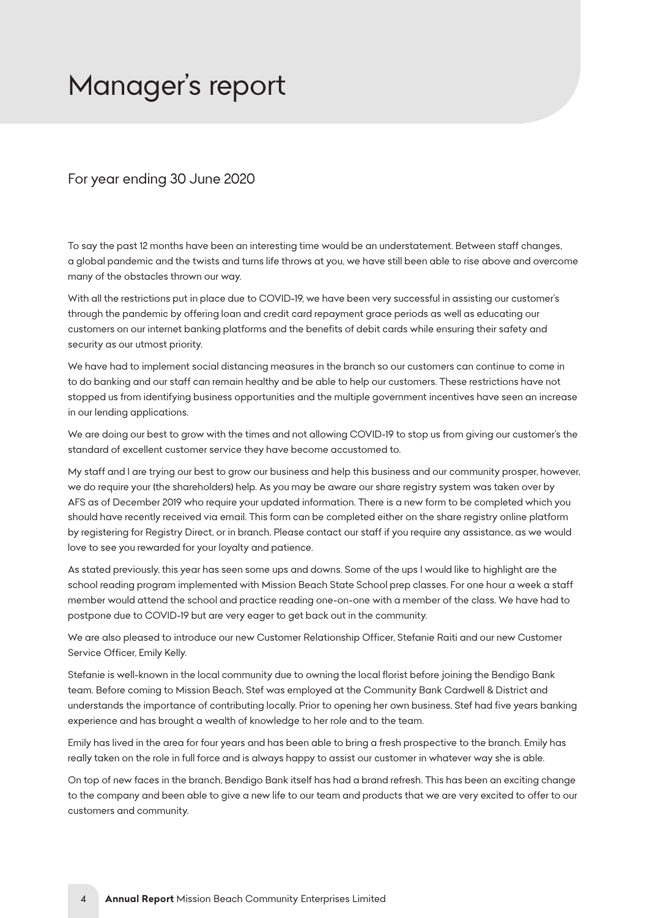# Manager's report

## For year ending 30 June 2020

To say the past 12 months have been an interesting time would be an understatement. Between staff changes, a global pandemic and the twists and turns life throws at you, we have still been able to rise above and overcome many of the obstacles thrown our way.

With all the restrictions put in place due to COVID-19, we have been very successful in assisting our customer's through the pandemic by offering loan and credit card repayment grace periods as well as educating our customers on our internet banking platforms and the benefits of debit cards while ensuring their safety and security as our utmost priority.

We have had to implement social distancing measures in the branch so our customers can continue to come in to do banking and our staff can remain healthy and be able to help our customers. These restrictions have not stopped us from identifying business opportunities and the multiple government incentives have seen an increase in our lending applications.

We are doing our best to grow with the times and not allowing COVID-19 to stop us from giving our customer's the standard of excellent customer service they have become accustomed to.

My staff and I are trying our best to grow our business and help this business and our community prosper, however, we do require your (the shareholders) help. As you may be aware our share registry system was taken over by AFS as of December 2019 who require your updated information. There is a new form to be completed which you should have recently received via email. This form can be completed either on the share registry online platform by registering for Registry Direct, or in branch. Please contact our staff if you require any assistance, as we would love to see you rewarded for your loyalty and patience.

As stated previously, this year has seen some ups and downs. Some of the ups I would like to highlight are the school reading program implemented with Mission Beach State School prep classes. For one hour a week a staff member would attend the school and practice reading one-on-one with a member of the class. We have had to postpone due to COVID-19 but are very eager to get back out in the community.

We are also pleased to introduce our new Customer Relationship Officer, Stefanie Raiti and our new Customer Service Officer, Emily Kelly.

Stefanie is well-known in the local community due to owning the local florist before joining the Bendigo Bank team. Before coming to Mission Beach, Stef was employed at the Community Bank Cardwell & District and understands the importance of contributing locally. Prior to opening her own business, Stef had five years banking experience and has brought a wealth of knowledge to her role and to the team.

Emily has lived in the area for four years and has been able to bring a fresh prospective to the branch. Emily has really taken on the role in full force and is always happy to assist our customer in whatever way she is able.

On top of new faces in the branch, Bendigo Bank itself has had a brand refresh. This has been an exciting change to the company and been able to give a new life to our team and products that we are very excited to offer to our customers and community.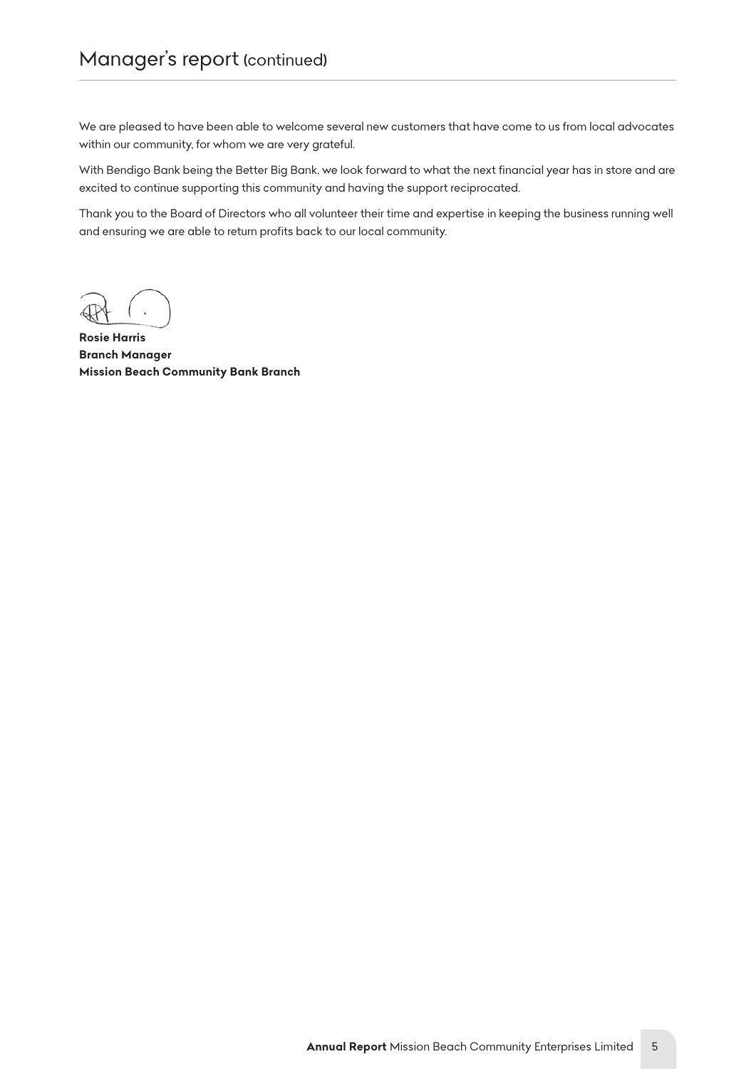# Manager's report (continued)

We are pleased to have been able to welcome several new customers that have come to us from local advocates within our community, for whom we are very grateful.

With Bendigo Bank being the Better Big Bank, we look forward to what the next financial year has in store and are excited to continue supporting this community and having the support reciprocated.

Thank you to the Board of Directors who all volunteer their time and expertise in keeping the business running well and ensuring we are able to return profits back to our local community.

**Rosie Harris**
**Branch Manager**
**Mission Beach Community Bank Branch**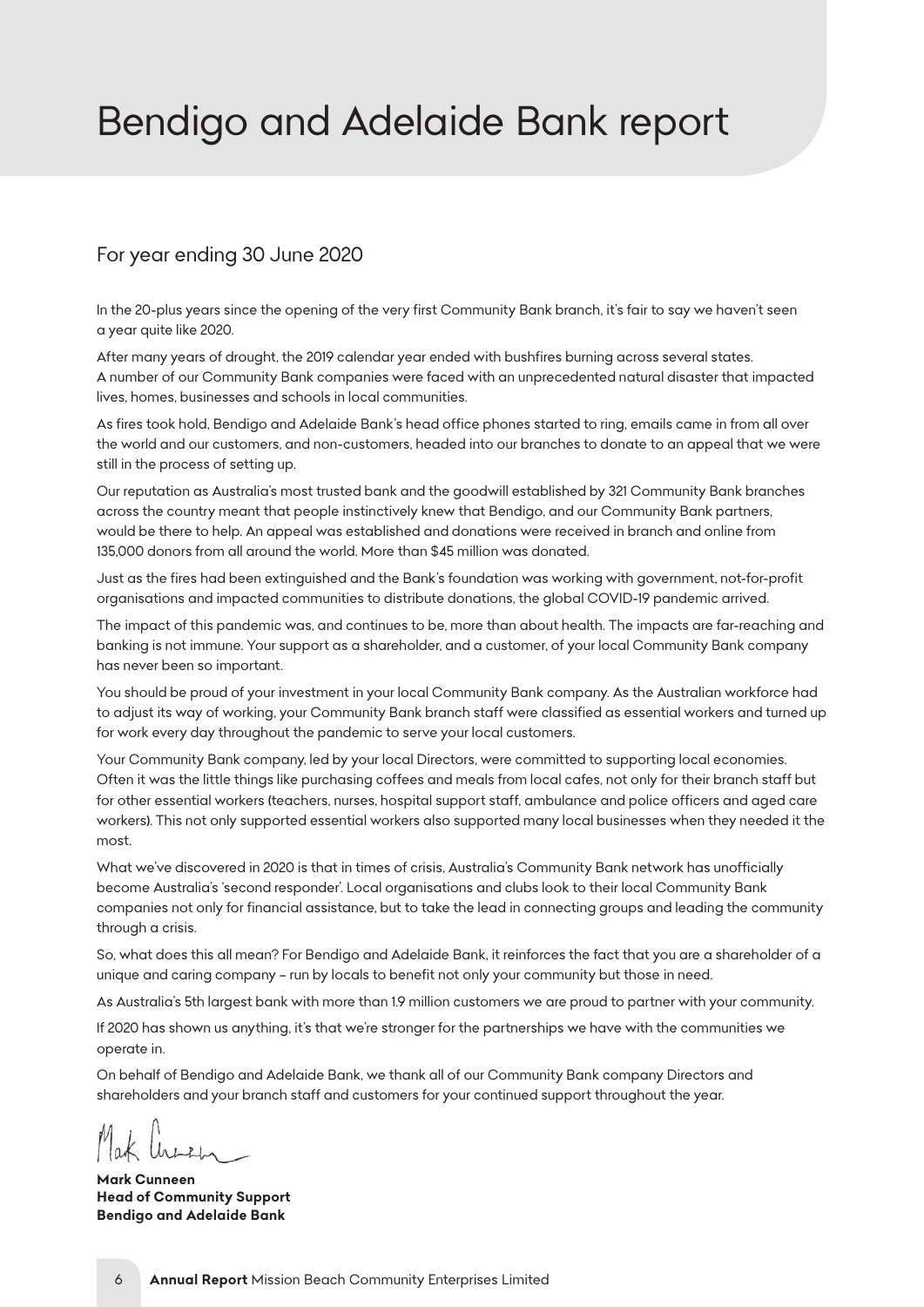# Bendigo and Adelaide Bank report

## For year ending 30 June 2020

In the 20-plus years since the opening of the very first Community Bank branch, it's fair to say we haven't seen a year quite like 2020.

After many years of drought, the 2019 calendar year ended with bushfires burning across several states. A number of our Community Bank companies were faced with an unprecedented natural disaster that impacted lives, homes, businesses and schools in local communities.

As fires took hold, Bendigo and Adelaide Bank's head office phones started to ring, emails came in from all over the world and our customers, and non-customers, headed into our branches to donate to an appeal that we were still in the process of setting up.

Our reputation as Australia's most trusted bank and the goodwill established by 321 Community Bank branches across the country meant that people instinctively knew that Bendigo, and our Community Bank partners, would be there to help. An appeal was established and donations were received in branch and online from 135,000 donors from all around the world. More than $45 million was donated.

Just as the fires had been extinguished and the Bank's foundation was working with government, not-for-profit organisations and impacted communities to distribute donations, the global COVID-19 pandemic arrived.

The impact of this pandemic was, and continues to be, more than about health. The impacts are far-reaching and banking is not immune. Your support as a shareholder, and a customer, of your local Community Bank company has never been so important.

You should be proud of your investment in your local Community Bank company. As the Australian workforce had to adjust its way of working, your Community Bank branch staff were classified as essential workers and turned up for work every day throughout the pandemic to serve your local customers.

Your Community Bank company, led by your local Directors, were committed to supporting local economies. Often it was the little things like purchasing coffees and meals from local cafes, not only for their branch staff but for other essential workers (teachers, nurses, hospital support staff, ambulance and police officers and aged care workers). This not only supported essential workers also supported many local businesses when they needed it the most.

What we've discovered in 2020 is that in times of crisis, Australia's Community Bank network has unofficially become Australia's 'second responder'. Local organisations and clubs look to their local Community Bank companies not only for financial assistance, but to take the lead in connecting groups and leading the community through a crisis.

So, what does this all mean? For Bendigo and Adelaide Bank, it reinforces the fact that you are a shareholder of a unique and caring company – run by locals to benefit not only your community but those in need.

As Australia's 5th largest bank with more than 1.9 million customers we are proud to partner with your community.

If 2020 has shown us anything, it's that we're stronger for the partnerships we have with the communities we operate in.

On behalf of Bendigo and Adelaide Bank, we thank all of our Community Bank company Directors and shareholders and your branch staff and customers for your continued support throughout the year.

**Mark Cunneen**
**Head of Community Support**
**Bendigo and Adelaide Bank**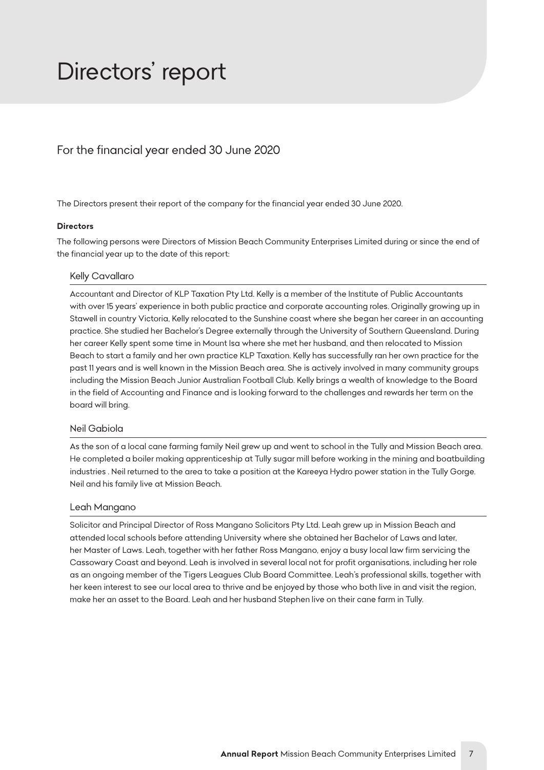# Directors' report

## For the financial year ended 30 June 2020

The Directors present their report of the company for the financial year ended 30 June 2020.

**Directors**

The following persons were Directors of Mission Beach Community Enterprises Limited during or since the end of the financial year up to the date of this report:

### Kelly Cavallaro

Accountant and Director of KLP Taxation Pty Ltd. Kelly is a member of the Institute of Public Accountants with over 15 years' experience in both public practice and corporate accounting roles. Originally growing up in Stawell in country Victoria, Kelly relocated to the Sunshine coast where she began her career in an accounting practice. She studied her Bachelor's Degree externally through the University of Southern Queensland. During her career Kelly spent some time in Mount Isa where she met her husband, and then relocated to Mission Beach to start a family and her own practice KLP Taxation. Kelly has successfully ran her own practice for the past 11 years and is well known in the Mission Beach area. She is actively involved in many community groups including the Mission Beach Junior Australian Football Club. Kelly brings a wealth of knowledge to the Board in the field of Accounting and Finance and is looking forward to the challenges and rewards her term on the board will bring.

### Neil Gabiola

As the son of a local cane farming family Neil grew up and went to school in the Tully and Mission Beach area. He completed a boiler making apprenticeship at Tully sugar mill before working in the mining and boatbuilding industries . Neil returned to the area to take a position at the Kareeya Hydro power station in the Tully Gorge. Neil and his family live at Mission Beach.

### Leah Mangano

Solicitor and Principal Director of Ross Mangano Solicitors Pty Ltd. Leah grew up in Mission Beach and attended local schools before attending University where she obtained her Bachelor of Laws and later, her Master of Laws. Leah, together with her father Ross Mangano, enjoy a busy local law firm servicing the Cassowary Coast and beyond. Leah is involved in several local not for profit organisations, including her role as an ongoing member of the Tigers Leagues Club Board Committee. Leah's professional skills, together with her keen interest to see our local area to thrive and be enjoyed by those who both live in and visit the region, make her an asset to the Board. Leah and her husband Stephen live on their cane farm in Tully.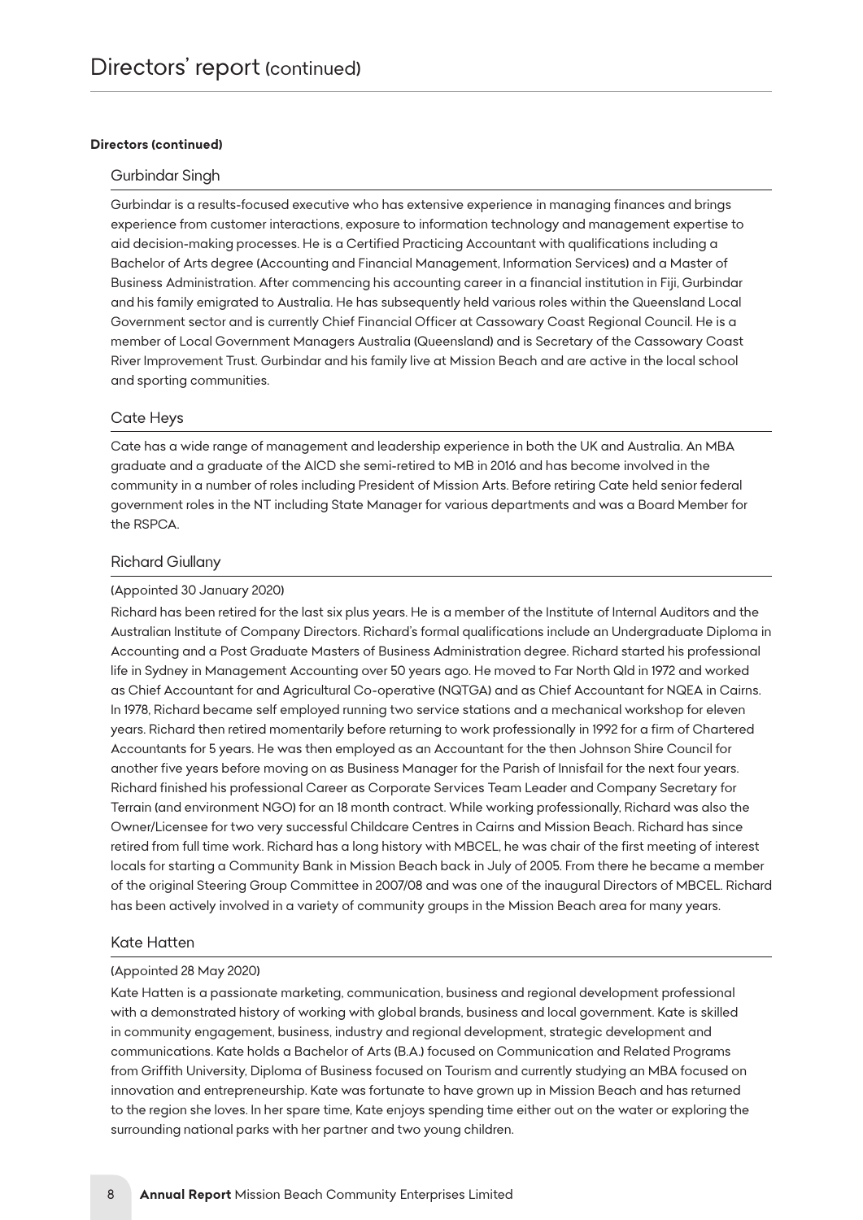# Directors' report (continued)

**Directors (continued)**

## Gurbindar Singh

Gurbindar is a results-focused executive who has extensive experience in managing finances and brings experience from customer interactions, exposure to information technology and management expertise to aid decision-making processes. He is a Certified Practicing Accountant with qualifications including a Bachelor of Arts degree (Accounting and Financial Management, Information Services) and a Master of Business Administration. After commencing his accounting career in a financial institution in Fiji, Gurbindar and his family emigrated to Australia. He has subsequently held various roles within the Queensland Local Government sector and is currently Chief Financial Officer at Cassowary Coast Regional Council. He is a member of Local Government Managers Australia (Queensland) and is Secretary of the Cassowary Coast River Improvement Trust. Gurbindar and his family live at Mission Beach and are active in the local school and sporting communities.

## Cate Heys

Cate has a wide range of management and leadership experience in both the UK and Australia. An MBA graduate and a graduate of the AICD she semi-retired to MB in 2016 and has become involved in the community in a number of roles including President of Mission Arts. Before retiring Cate held senior federal government roles in the NT including State Manager for various departments and was a Board Member for the RSPCA.

## Richard Giullany

(Appointed 30 January 2020)

Richard has been retired for the last six plus years. He is a member of the Institute of Internal Auditors and the Australian Institute of Company Directors. Richard's formal qualifications include an Undergraduate Diploma in Accounting and a Post Graduate Masters of Business Administration degree. Richard started his professional life in Sydney in Management Accounting over 50 years ago. He moved to Far North Qld in 1972 and worked as Chief Accountant for and Agricultural Co-operative (NQTGA) and as Chief Accountant for NQEA in Cairns. In 1978, Richard became self employed running two service stations and a mechanical workshop for eleven years. Richard then retired momentarily before returning to work professionally in 1992 for a firm of Chartered Accountants for 5 years. He was then employed as an Accountant for the then Johnson Shire Council for another five years before moving on as Business Manager for the Parish of Innisfail for the next four years. Richard finished his professional Career as Corporate Services Team Leader and Company Secretary for Terrain (and environment NGO) for an 18 month contract. While working professionally, Richard was also the Owner/Licensee for two very successful Childcare Centres in Cairns and Mission Beach. Richard has since retired from full time work. Richard has a long history with MBCEL, he was chair of the first meeting of interest locals for starting a Community Bank in Mission Beach back in July of 2005. From there he became a member of the original Steering Group Committee in 2007/08 and was one of the inaugural Directors of MBCEL. Richard has been actively involved in a variety of community groups in the Mission Beach area for many years.

## Kate Hatten

(Appointed 28 May 2020)

Kate Hatten is a passionate marketing, communication, business and regional development professional with a demonstrated history of working with global brands, business and local government. Kate is skilled in community engagement, business, industry and regional development, strategic development and communications. Kate holds a Bachelor of Arts (B.A.) focused on Communication and Related Programs from Griffith University, Diploma of Business focused on Tourism and currently studying an MBA focused on innovation and entrepreneurship. Kate was fortunate to have grown up in Mission Beach and has returned to the region she loves. In her spare time, Kate enjoys spending time either out on the water or exploring the surrounding national parks with her partner and two young children.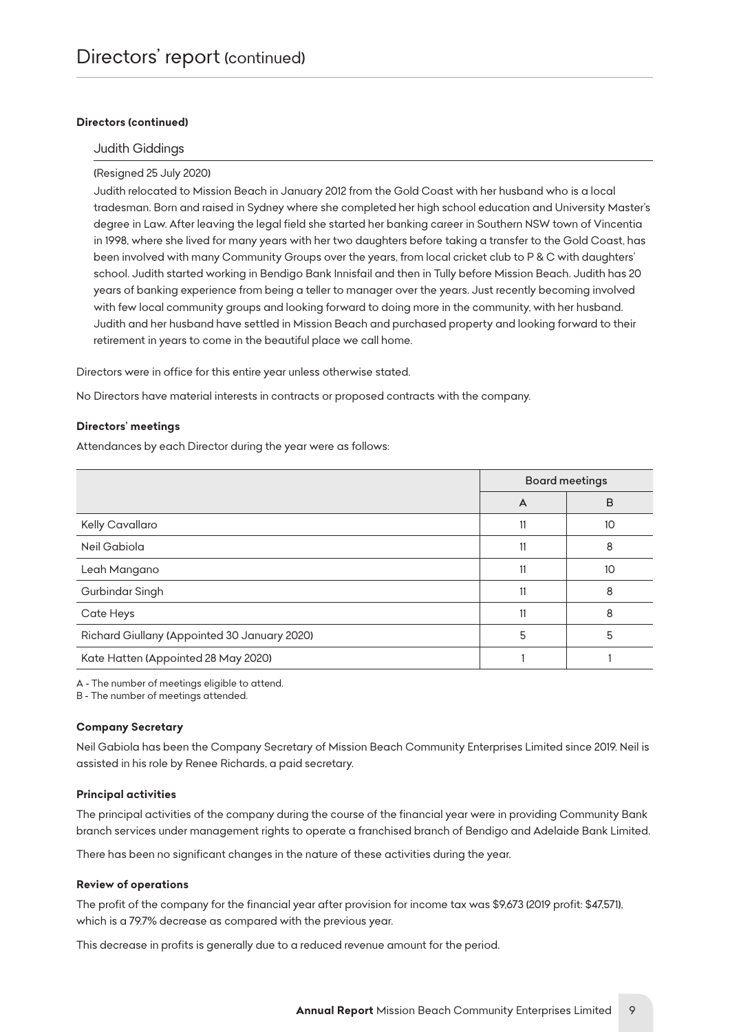# Directors' report (continued)

**Directors (continued)**

### Judith Giddings

(Resigned 25 July 2020)

Judith relocated to Mission Beach in January 2012 from the Gold Coast with her husband who is a local tradesman. Born and raised in Sydney where she completed her high school education and University Master's degree in Law. After leaving the legal field she started her banking career in Southern NSW town of Vincentia in 1998, where she lived for many years with her two daughters before taking a transfer to the Gold Coast, has been involved with many Community Groups over the years, from local cricket club to P & C with daughters' school. Judith started working in Bendigo Bank Innisfail and then in Tully before Mission Beach. Judith has 20 years of banking experience from being a teller to manager over the years. Just recently becoming involved with few local community groups and looking forward to doing more in the community, with her husband. Judith and her husband have settled in Mission Beach and purchased property and looking forward to their retirement in years to come in the beautiful place we call home.

Directors were in office for this entire year unless otherwise stated.

No Directors have material interests in contracts or proposed contracts with the company.

**Directors' meetings**

Attendances by each Director during the year were as follows:

| | Board meetings | |
|---|---|---|
| | A | B |
| Kelly Cavallaro | 11 | 10 |
| Neil Gabiola | 11 | 8 |
| Leah Mangano | 11 | 10 |
| Gurbindar Singh | 11 | 8 |
| Cate Heys | 11 | 8 |
| Richard Giullany (Appointed 30 January 2020) | 5 | 5 |
| Kate Hatten (Appointed 28 May 2020) | 1 | 1 |

A - The number of meetings eligible to attend.
B - The number of meetings attended.

**Company Secretary**

Neil Gabiola has been the Company Secretary of Mission Beach Community Enterprises Limited since 2019. Neil is assisted in his role by Renee Richards, a paid secretary.

**Principal activities**

The principal activities of the company during the course of the financial year were in providing Community Bank branch services under management rights to operate a franchised branch of Bendigo and Adelaide Bank Limited.

There has been no significant changes in the nature of these activities during the year.

**Review of operations**

The profit of the company for the financial year after provision for income tax was $9,673 (2019 profit: $47,571), which is a 79.7% decrease as compared with the previous year.

This decrease in profits is generally due to a reduced revenue amount for the period.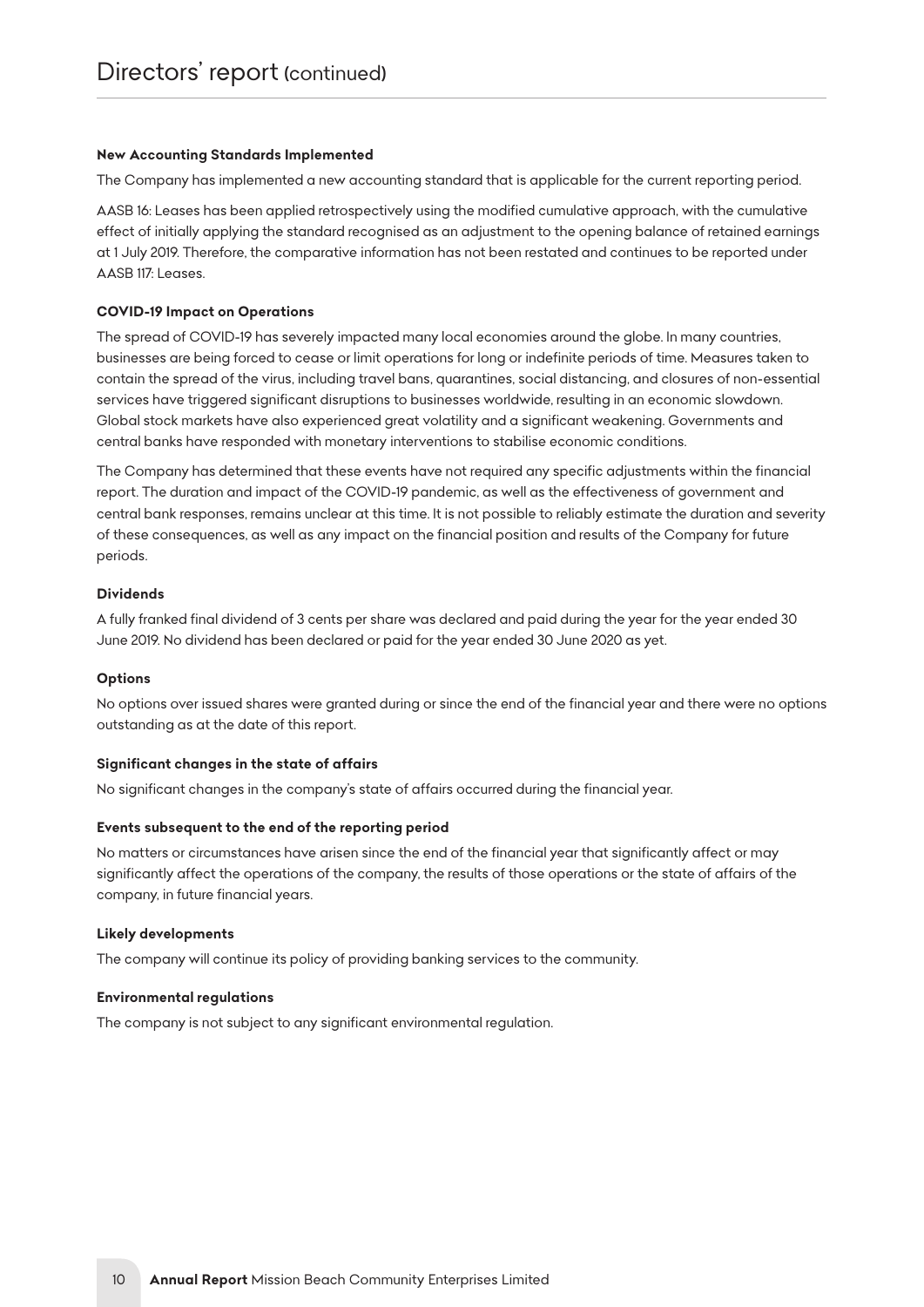# Directors' report (continued)

**New Accounting Standards Implemented**

The Company has implemented a new accounting standard that is applicable for the current reporting period.

AASB 16: Leases has been applied retrospectively using the modified cumulative approach, with the cumulative effect of initially applying the standard recognised as an adjustment to the opening balance of retained earnings at 1 July 2019. Therefore, the comparative information has not been restated and continues to be reported under AASB 117: Leases.

**COVID-19 Impact on Operations**

The spread of COVID-19 has severely impacted many local economies around the globe. In many countries, businesses are being forced to cease or limit operations for long or indefinite periods of time. Measures taken to contain the spread of the virus, including travel bans, quarantines, social distancing, and closures of non-essential services have triggered significant disruptions to businesses worldwide, resulting in an economic slowdown. Global stock markets have also experienced great volatility and a significant weakening. Governments and central banks have responded with monetary interventions to stabilise economic conditions.

The Company has determined that these events have not required any specific adjustments within the financial report. The duration and impact of the COVID-19 pandemic, as well as the effectiveness of government and central bank responses, remains unclear at this time. It is not possible to reliably estimate the duration and severity of these consequences, as well as any impact on the financial position and results of the Company for future periods.

**Dividends**

A fully franked final dividend of 3 cents per share was declared and paid during the year for the year ended 30 June 2019. No dividend has been declared or paid for the year ended 30 June 2020 as yet.

**Options**

No options over issued shares were granted during or since the end of the financial year and there were no options outstanding as at the date of this report.

**Significant changes in the state of affairs**

No significant changes in the company's state of affairs occurred during the financial year.

**Events subsequent to the end of the reporting period**

No matters or circumstances have arisen since the end of the financial year that significantly affect or may significantly affect the operations of the company, the results of those operations or the state of affairs of the company, in future financial years.

**Likely developments**

The company will continue its policy of providing banking services to the community.

**Environmental regulations**

The company is not subject to any significant environmental regulation.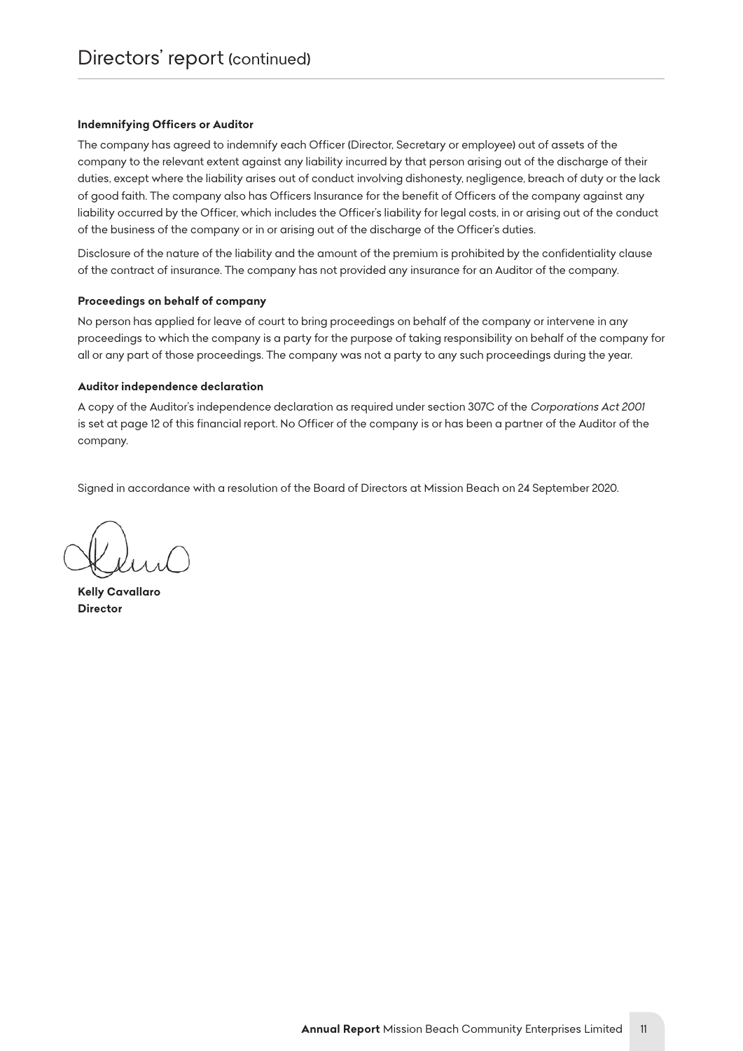# Directors' report (continued)

**Indemnifying Officers or Auditor**

The company has agreed to indemnify each Officer (Director, Secretary or employee) out of assets of the company to the relevant extent against any liability incurred by that person arising out of the discharge of their duties, except where the liability arises out of conduct involving dishonesty, negligence, breach of duty or the lack of good faith. The company also has Officers Insurance for the benefit of Officers of the company against any liability occurred by the Officer, which includes the Officer's liability for legal costs, in or arising out of the conduct of the business of the company or in or arising out of the discharge of the Officer's duties.

Disclosure of the nature of the liability and the amount of the premium is prohibited by the confidentiality clause of the contract of insurance. The company has not provided any insurance for an Auditor of the company.

**Proceedings on behalf of company**

No person has applied for leave of court to bring proceedings on behalf of the company or intervene in any proceedings to which the company is a party for the purpose of taking responsibility on behalf of the company for all or any part of those proceedings. The company was not a party to any such proceedings during the year.

**Auditor independence declaration**

A copy of the Auditor's independence declaration as required under section 307C of the *Corporations Act 2001* is set at page 12 of this financial report. No Officer of the company is or has been a partner of the Auditor of the company.

Signed in accordance with a resolution of the Board of Directors at Mission Beach on 24 September 2020.

**Kelly Cavallaro**
**Director**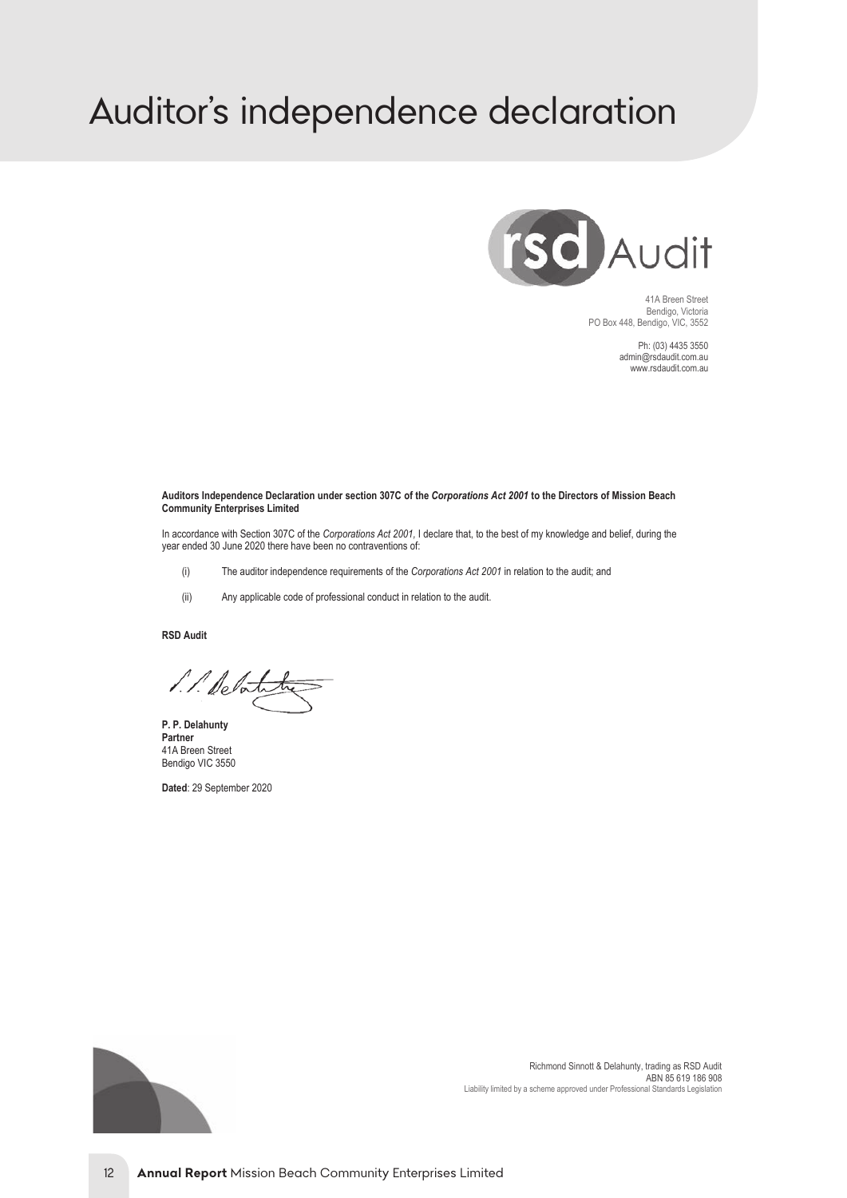# Auditor's independence declaration

rsd Audit

41A Breen Street
Bendigo, Victoria
PO Box 448, Bendigo, VIC, 3552

Ph: (03) 4435 3550
admin@rsdaudit.com.au
www.rsdaudit.com.au

**Auditors Independence Declaration under section 307C of the *Corporations Act 2001* to the Directors of Mission Beach Community Enterprises Limited**

In accordance with Section 307C of the *Corporations Act 2001*, I declare that, to the best of my knowledge and belief, during the year ended 30 June 2020 there have been no contraventions of:

(i) The auditor independence requirements of the *Corporations Act 2001* in relation to the audit; and

(ii) Any applicable code of professional conduct in relation to the audit.

**RSD Audit**

**P. P. Delahunty**
**Partner**
41A Breen Street
Bendigo VIC 3550

**Dated**: 29 September 2020

Richmond Sinnott & Delahunty, trading as RSD Audit
ABN 85 619 186 908
Liability limited by a scheme approved under Professional Standards Legislation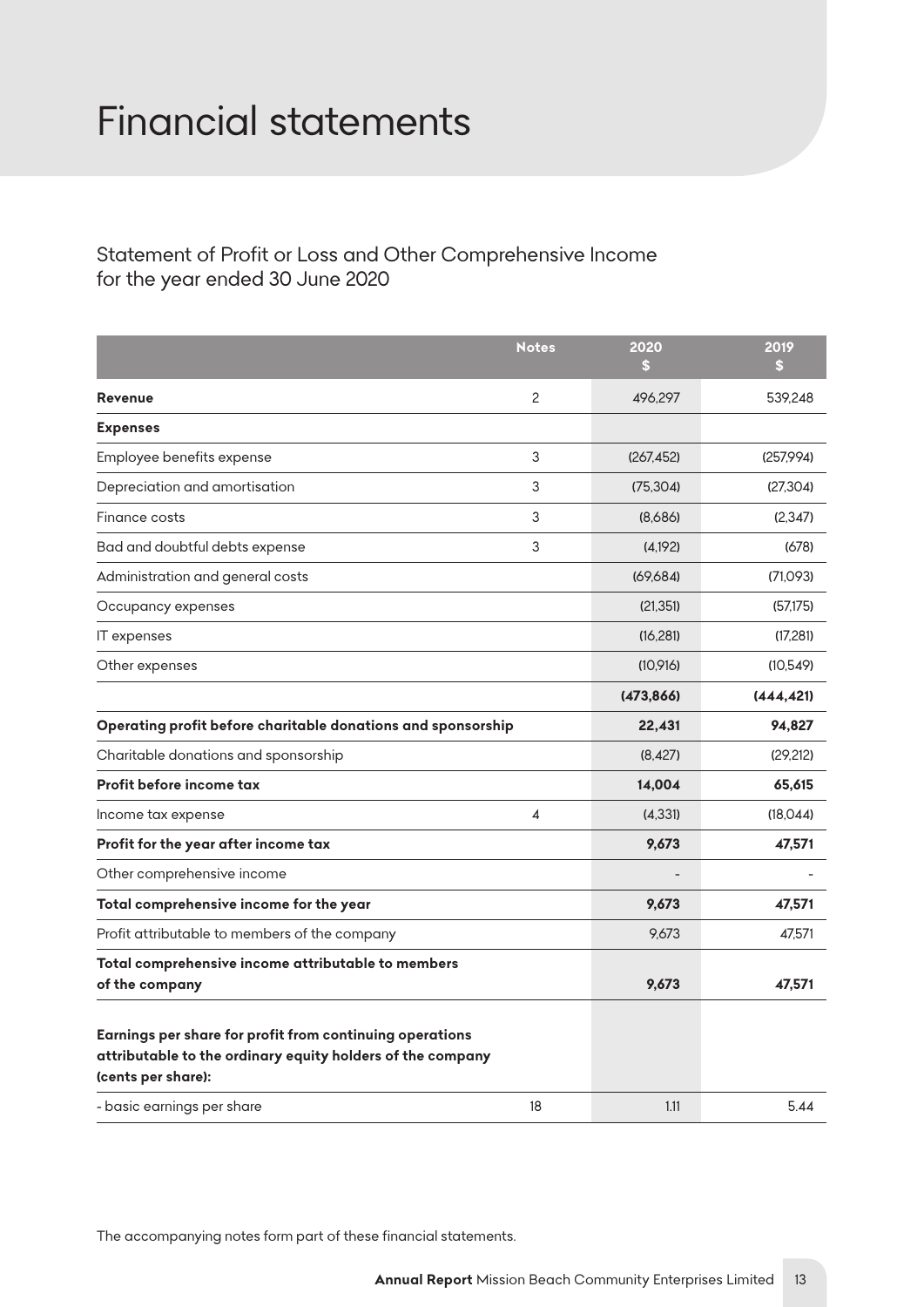# Financial statements

## Statement of Profit or Loss and Other Comprehensive Income for the year ended 30 June 2020

| | Notes | 2020 $ | 2019 $ |
|---|---|---|---|
| **Revenue** | 2 | 496,297 | 539,248 |
| **Expenses** | | | |
| Employee benefits expense | 3 | (267,452) | (257,994) |
| Depreciation and amortisation | 3 | (75,304) | (27,304) |
| Finance costs | 3 | (8,686) | (2,347) |
| Bad and doubtful debts expense | 3 | (4,192) | (678) |
| Administration and general costs | | (69,684) | (71,093) |
| Occupancy expenses | | (21,351) | (57,175) |
| IT expenses | | (16,281) | (17,281) |
| Other expenses | | (10,916) | (10,549) |
| | | **(473,866)** | **(444,421)** |
| **Operating profit before charitable donations and sponsorship** | | **22,431** | **94,827** |
| Charitable donations and sponsorship | | (8,427) | (29,212) |
| **Profit before income tax** | | **14,004** | **65,615** |
| Income tax expense | 4 | (4,331) | (18,044) |
| **Profit for the year after income tax** | | **9,673** | **47,571** |
| Other comprehensive income | | - | - |
| **Total comprehensive income for the year** | | **9,673** | **47,571** |
| Profit attributable to members of the company | | 9,673 | 47,571 |
| **Total comprehensive income attributable to members of the company** | | **9,673** | **47,571** |
| **Earnings per share for profit from continuing operations attributable to the ordinary equity holders of the company (cents per share):** | | | |
| - basic earnings per share | 18 | 1.11 | 5.44 |

The accompanying notes form part of these financial statements.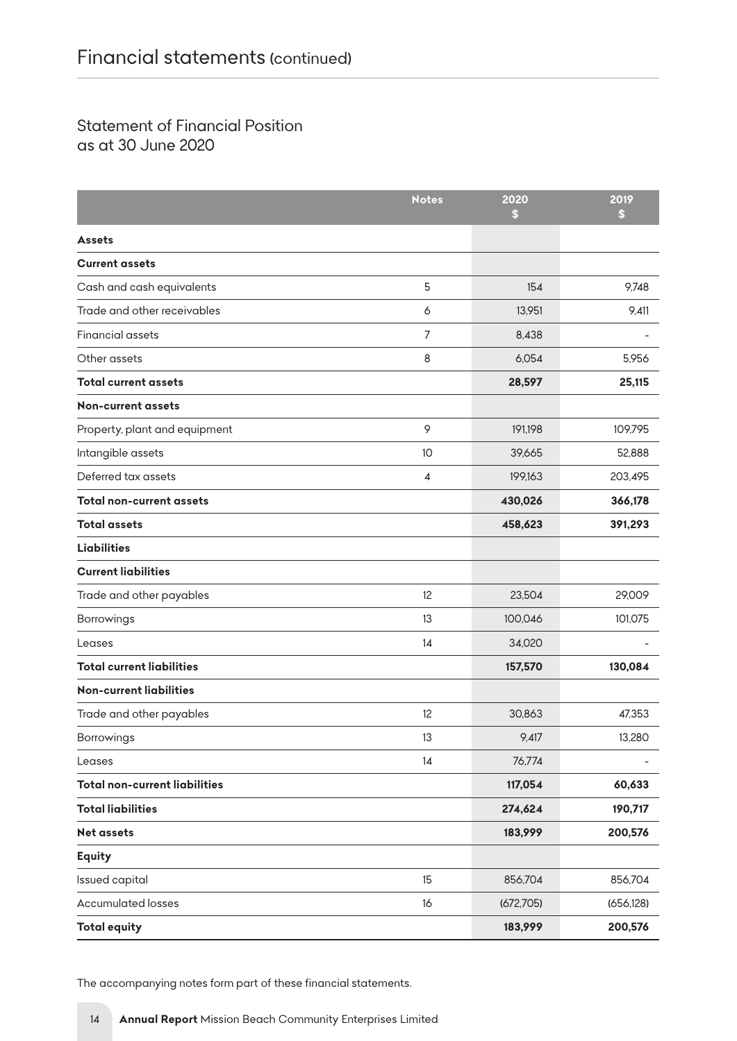# Financial statements (continued)

## Statement of Financial Position as at 30 June 2020

| | Notes | 2020 $ | 2019 $ |
|---|---|---|---|
| **Assets** | | | |
| **Current assets** | | | |
| Cash and cash equivalents | 5 | 154 | 9,748 |
| Trade and other receivables | 6 | 13,951 | 9,411 |
| Financial assets | 7 | 8,438 | - |
| Other assets | 8 | 6,054 | 5,956 |
| **Total current assets** | | **28,597** | **25,115** |
| **Non-current assets** | | | |
| Property, plant and equipment | 9 | 191,198 | 109,795 |
| Intangible assets | 10 | 39,665 | 52,888 |
| Deferred tax assets | 4 | 199,163 | 203,495 |
| **Total non-current assets** | | **430,026** | **366,178** |
| **Total assets** | | **458,623** | **391,293** |
| **Liabilities** | | | |
| **Current liabilities** | | | |
| Trade and other payables | 12 | 23,504 | 29,009 |
| Borrowings | 13 | 100,046 | 101,075 |
| Leases | 14 | 34,020 | - |
| **Total current liabilities** | | **157,570** | **130,084** |
| **Non-current liabilities** | | | |
| Trade and other payables | 12 | 30,863 | 47,353 |
| Borrowings | 13 | 9,417 | 13,280 |
| Leases | 14 | 76,774 | - |
| **Total non-current liabilities** | | **117,054** | **60,633** |
| **Total liabilities** | | **274,624** | **190,717** |
| **Net assets** | | **183,999** | **200,576** |
| **Equity** | | | |
| Issued capital | 15 | 856,704 | 856,704 |
| Accumulated losses | 16 | (672,705) | (656,128) |
| **Total equity** | | **183,999** | **200,576** |

The accompanying notes form part of these financial statements.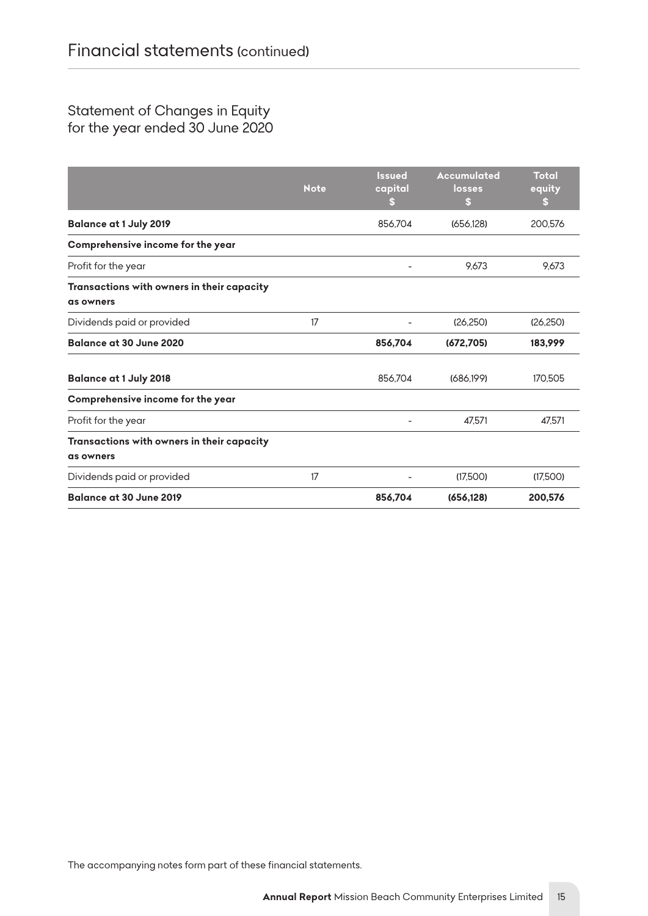# Financial statements (continued)

## Statement of Changes in Equity
for the year ended 30 June 2020

| | Note | Issued capital $ | Accumulated losses $ | Total equity $ |
|---|---|---|---|---|
| **Balance at 1 July 2019** | | 856,704 | (656,128) | 200,576 |
| **Comprehensive income for the year** | | | | |
| Profit for the year | | - | 9,673 | 9,673 |
| **Transactions with owners in their capacity as owners** | | | | |
| Dividends paid or provided | 17 | - | (26,250) | (26,250) |
| **Balance at 30 June 2020** | | **856,704** | **(672,705)** | **183,999** |
| | | | | |
| **Balance at 1 July 2018** | | 856,704 | (686,199) | 170,505 |
| **Comprehensive income for the year** | | | | |
| Profit for the year | | - | 47,571 | 47,571 |
| **Transactions with owners in their capacity as owners** | | | | |
| Dividends paid or provided | 17 | - | (17,500) | (17,500) |
| **Balance at 30 June 2019** | | **856,704** | **(656,128)** | **200,576** |

The accompanying notes form part of these financial statements.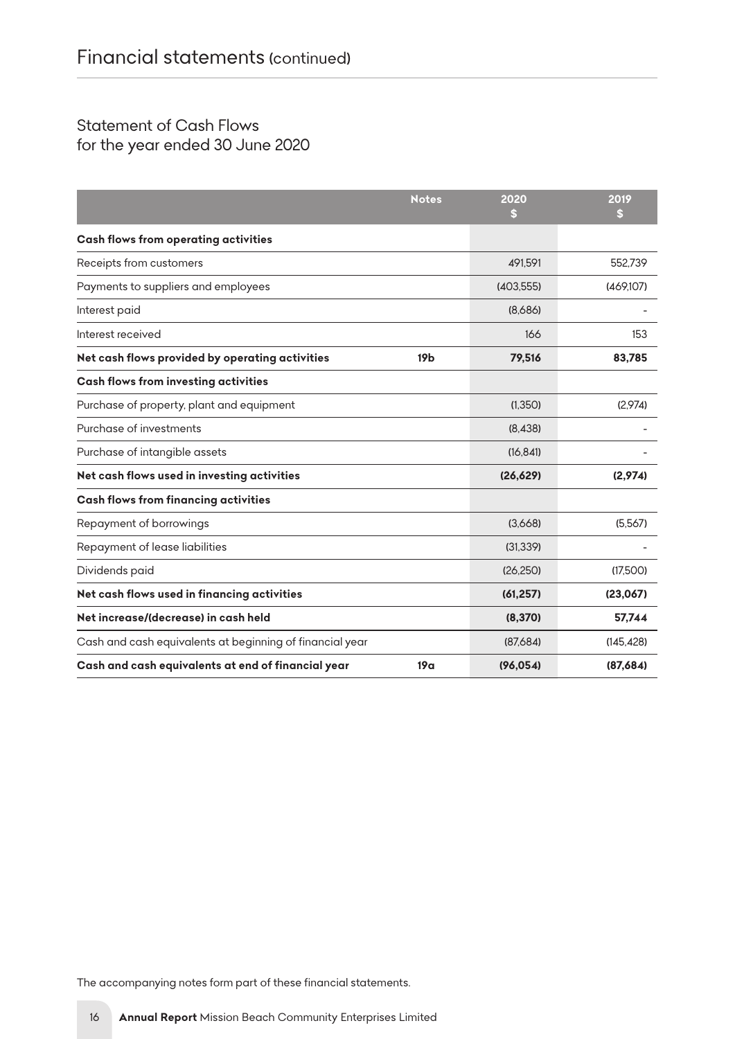# Financial statements (continued)

## Statement of Cash Flows
## for the year ended 30 June 2020

| | Notes | 2020<br>$ | 2019<br>$ |
|---|---|---|---|
| **Cash flows from operating activities** | | | |
| Receipts from customers | | 491,591 | 552,739 |
| Payments to suppliers and employees | | (403,555) | (469,107) |
| Interest paid | | (8,686) | - |
| Interest received | | 166 | 153 |
| **Net cash flows provided by operating activities** | **19b** | **79,516** | **83,785** |
| **Cash flows from investing activities** | | | |
| Purchase of property, plant and equipment | | (1,350) | (2,974) |
| Purchase of investments | | (8,438) | - |
| Purchase of intangible assets | | (16,841) | - |
| **Net cash flows used in investing activities** | | **(26,629)** | **(2,974)** |
| **Cash flows from financing activities** | | | |
| Repayment of borrowings | | (3,668) | (5,567) |
| Repayment of lease liabilities | | (31,339) | - |
| Dividends paid | | (26,250) | (17,500) |
| **Net cash flows used in financing activities** | | **(61,257)** | **(23,067)** |
| **Net increase/(decrease) in cash held** | | **(8,370)** | **57,744** |
| Cash and cash equivalents at beginning of financial year | | (87,684) | (145,428) |
| **Cash and cash equivalents at end of financial year** | **19a** | **(96,054)** | **(87,684)** |

The accompanying notes form part of these financial statements.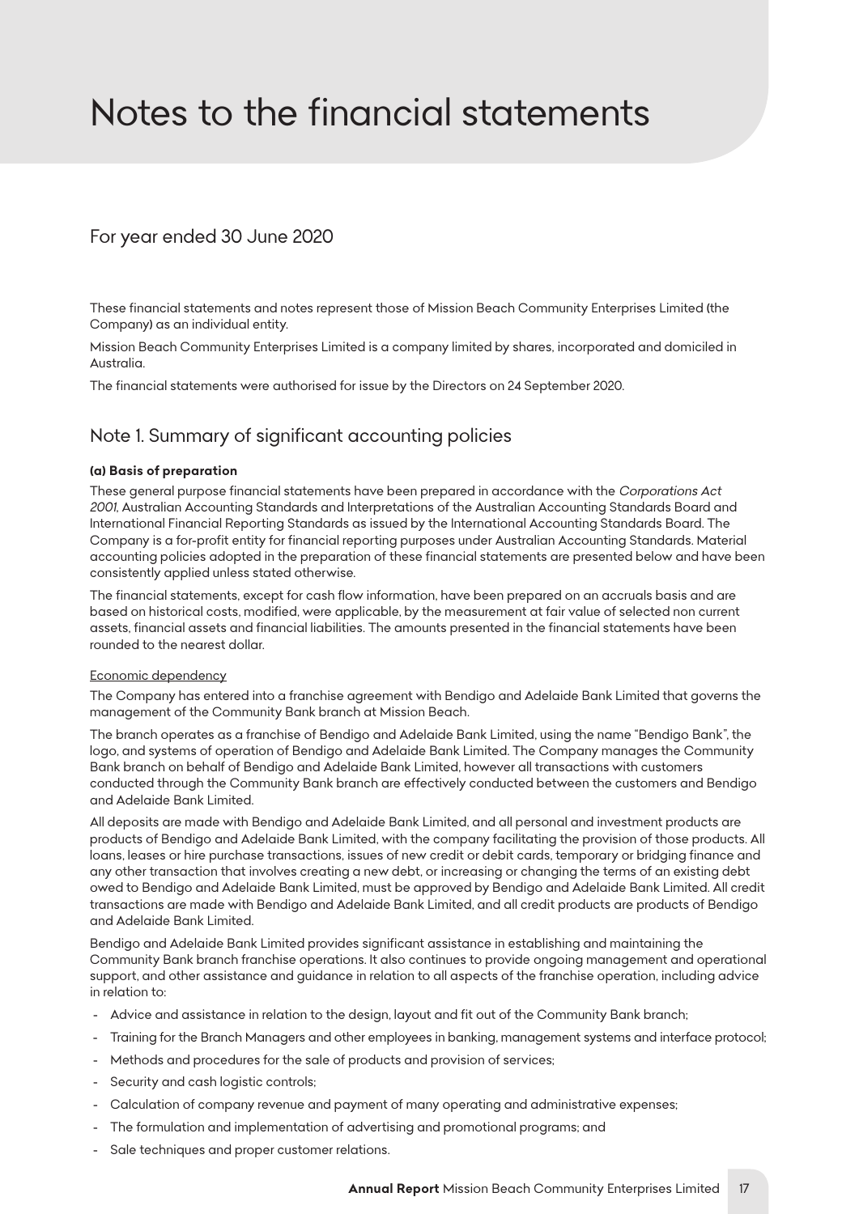# Notes to the financial statements

## For year ended 30 June 2020

These financial statements and notes represent those of Mission Beach Community Enterprises Limited (the Company) as an individual entity.

Mission Beach Community Enterprises Limited is a company limited by shares, incorporated and domiciled in Australia.

The financial statements were authorised for issue by the Directors on 24 September 2020.

## Note 1. Summary of significant accounting policies

**(a) Basis of preparation**

These general purpose financial statements have been prepared in accordance with the *Corporations Act 2001*, Australian Accounting Standards and Interpretations of the Australian Accounting Standards Board and International Financial Reporting Standards as issued by the International Accounting Standards Board. The Company is a for-profit entity for financial reporting purposes under Australian Accounting Standards. Material accounting policies adopted in the preparation of these financial statements are presented below and have been consistently applied unless stated otherwise.

The financial statements, except for cash flow information, have been prepared on an accruals basis and are based on historical costs, modified, were applicable, by the measurement at fair value of selected non current assets, financial assets and financial liabilities. The amounts presented in the financial statements have been rounded to the nearest dollar.

Economic dependency

The Company has entered into a franchise agreement with Bendigo and Adelaide Bank Limited that governs the management of the Community Bank branch at Mission Beach.

The branch operates as a franchise of Bendigo and Adelaide Bank Limited, using the name "Bendigo Bank", the logo, and systems of operation of Bendigo and Adelaide Bank Limited. The Company manages the Community Bank branch on behalf of Bendigo and Adelaide Bank Limited, however all transactions with customers conducted through the Community Bank branch are effectively conducted between the customers and Bendigo and Adelaide Bank Limited.

All deposits are made with Bendigo and Adelaide Bank Limited, and all personal and investment products are products of Bendigo and Adelaide Bank Limited, with the company facilitating the provision of those products. All loans, leases or hire purchase transactions, issues of new credit or debit cards, temporary or bridging finance and any other transaction that involves creating a new debt, or increasing or changing the terms of an existing debt owed to Bendigo and Adelaide Bank Limited, must be approved by Bendigo and Adelaide Bank Limited. All credit transactions are made with Bendigo and Adelaide Bank Limited, and all credit products are products of Bendigo and Adelaide Bank Limited.

Bendigo and Adelaide Bank Limited provides significant assistance in establishing and maintaining the Community Bank branch franchise operations. It also continues to provide ongoing management and operational support, and other assistance and guidance in relation to all aspects of the franchise operation, including advice in relation to:

- Advice and assistance in relation to the design, layout and fit out of the Community Bank branch;
- Training for the Branch Managers and other employees in banking, management systems and interface protocol;
- Methods and procedures for the sale of products and provision of services;
- Security and cash logistic controls;
- Calculation of company revenue and payment of many operating and administrative expenses;
- The formulation and implementation of advertising and promotional programs; and
- Sale techniques and proper customer relations.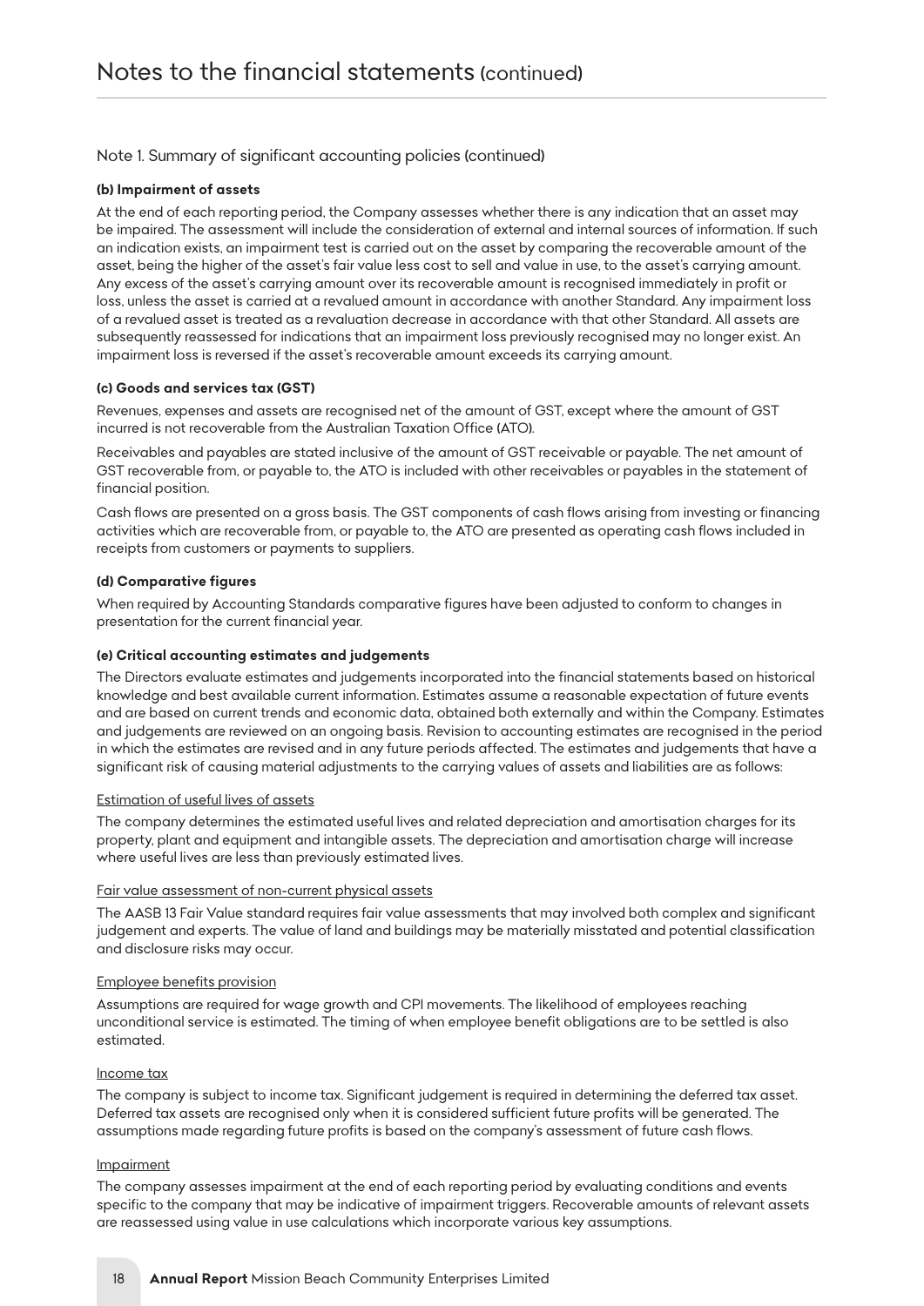# Notes to the financial statements (continued)

## Note 1. Summary of significant accounting policies (continued)

### (b) Impairment of assets

At the end of each reporting period, the Company assesses whether there is any indication that an asset may be impaired. The assessment will include the consideration of external and internal sources of information. If such an indication exists, an impairment test is carried out on the asset by comparing the recoverable amount of the asset, being the higher of the asset's fair value less cost to sell and value in use, to the asset's carrying amount. Any excess of the asset's carrying amount over its recoverable amount is recognised immediately in profit or loss, unless the asset is carried at a revalued amount in accordance with another Standard. Any impairment loss of a revalued asset is treated as a revaluation decrease in accordance with that other Standard. All assets are subsequently reassessed for indications that an impairment loss previously recognised may no longer exist. An impairment loss is reversed if the asset's recoverable amount exceeds its carrying amount.

### (c) Goods and services tax (GST)

Revenues, expenses and assets are recognised net of the amount of GST, except where the amount of GST incurred is not recoverable from the Australian Taxation Office (ATO).

Receivables and payables are stated inclusive of the amount of GST receivable or payable. The net amount of GST recoverable from, or payable to, the ATO is included with other receivables or payables in the statement of financial position.

Cash flows are presented on a gross basis. The GST components of cash flows arising from investing or financing activities which are recoverable from, or payable to, the ATO are presented as operating cash flows included in receipts from customers or payments to suppliers.

### (d) Comparative figures

When required by Accounting Standards comparative figures have been adjusted to conform to changes in presentation for the current financial year.

### (e) Critical accounting estimates and judgements

The Directors evaluate estimates and judgements incorporated into the financial statements based on historical knowledge and best available current information. Estimates assume a reasonable expectation of future events and are based on current trends and economic data, obtained both externally and within the Company. Estimates and judgements are reviewed on an ongoing basis. Revision to accounting estimates are recognised in the period in which the estimates are revised and in any future periods affected. The estimates and judgements that have a significant risk of causing material adjustments to the carrying values of assets and liabilities are as follows:

Estimation of useful lives of assets

The company determines the estimated useful lives and related depreciation and amortisation charges for its property, plant and equipment and intangible assets. The depreciation and amortisation charge will increase where useful lives are less than previously estimated lives.

Fair value assessment of non-current physical assets

The AASB 13 Fair Value standard requires fair value assessments that may involved both complex and significant judgement and experts. The value of land and buildings may be materially misstated and potential classification and disclosure risks may occur.

Employee benefits provision

Assumptions are required for wage growth and CPI movements. The likelihood of employees reaching unconditional service is estimated. The timing of when employee benefit obligations are to be settled is also estimated.

Income tax

The company is subject to income tax. Significant judgement is required in determining the deferred tax asset. Deferred tax assets are recognised only when it is considered sufficient future profits will be generated. The assumptions made regarding future profits is based on the company's assessment of future cash flows.

Impairment

The company assesses impairment at the end of each reporting period by evaluating conditions and events specific to the company that may be indicative of impairment triggers. Recoverable amounts of relevant assets are reassessed using value in use calculations which incorporate various key assumptions.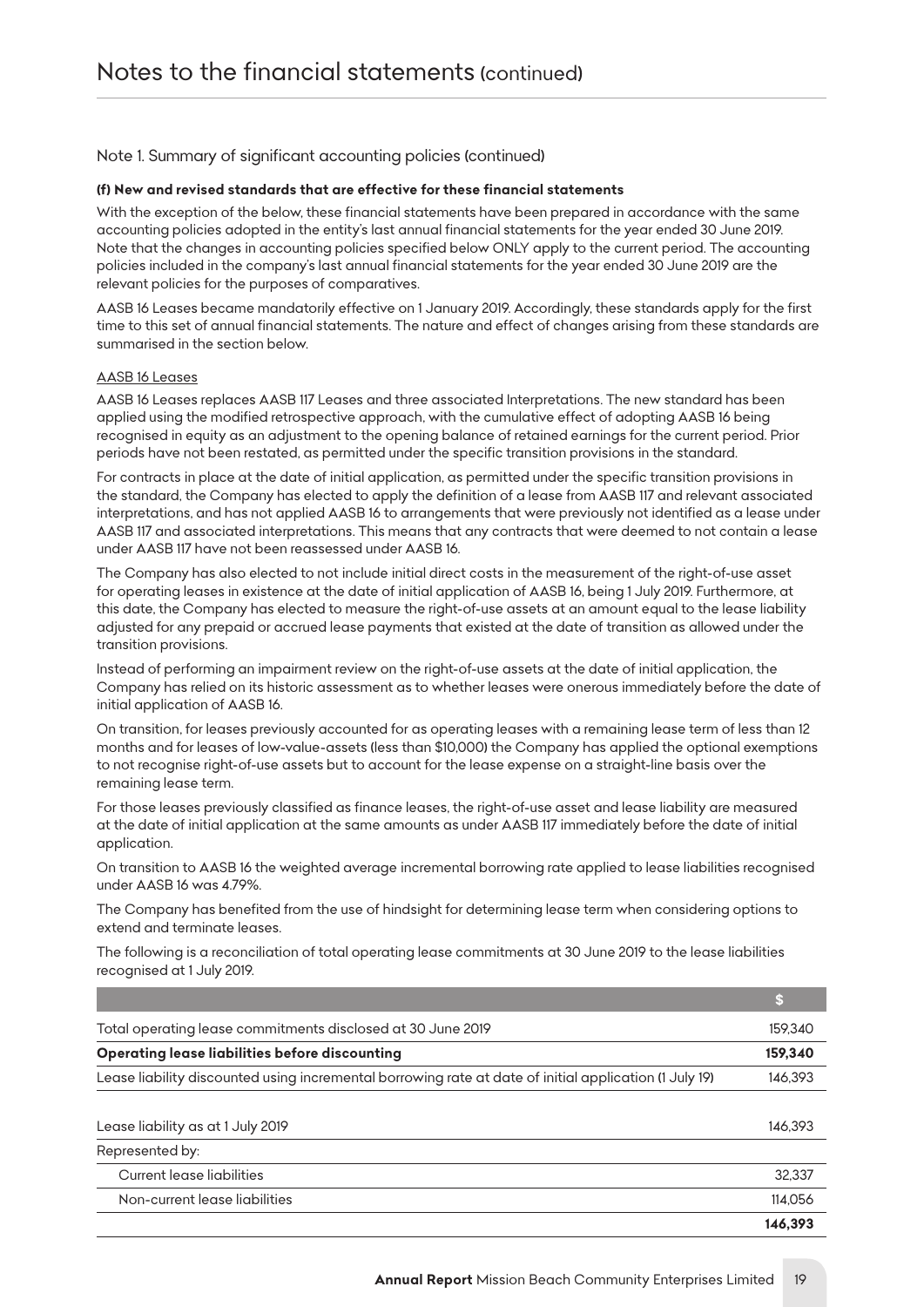# Notes to the financial statements (continued)

## Note 1. Summary of significant accounting policies (continued)

### (f) New and revised standards that are effective for these financial statements

With the exception of the below, these financial statements have been prepared in accordance with the same accounting policies adopted in the entity's last annual financial statements for the year ended 30 June 2019. Note that the changes in accounting policies specified below ONLY apply to the current period. The accounting policies included in the company's last annual financial statements for the year ended 30 June 2019 are the relevant policies for the purposes of comparatives.

AASB 16 Leases became mandatorily effective on 1 January 2019. Accordingly, these standards apply for the first time to this set of annual financial statements. The nature and effect of changes arising from these standards are summarised in the section below.

AASB 16 Leases

AASB 16 Leases replaces AASB 117 Leases and three associated Interpretations. The new standard has been applied using the modified retrospective approach, with the cumulative effect of adopting AASB 16 being recognised in equity as an adjustment to the opening balance of retained earnings for the current period. Prior periods have not been restated, as permitted under the specific transition provisions in the standard.

For contracts in place at the date of initial application, as permitted under the specific transition provisions in the standard, the Company has elected to apply the definition of a lease from AASB 117 and relevant associated interpretations, and has not applied AASB 16 to arrangements that were previously not identified as a lease under AASB 117 and associated interpretations. This means that any contracts that were deemed to not contain a lease under AASB 117 have not been reassessed under AASB 16.

The Company has also elected to not include initial direct costs in the measurement of the right-of-use asset for operating leases in existence at the date of initial application of AASB 16, being 1 July 2019. Furthermore, at this date, the Company has elected to measure the right-of-use assets at an amount equal to the lease liability adjusted for any prepaid or accrued lease payments that existed at the date of transition as allowed under the transition provisions.

Instead of performing an impairment review on the right-of-use assets at the date of initial application, the Company has relied on its historic assessment as to whether leases were onerous immediately before the date of initial application of AASB 16.

On transition, for leases previously accounted for as operating leases with a remaining lease term of less than 12 months and for leases of low-value-assets (less than $10,000) the Company has applied the optional exemptions to not recognise right-of-use assets but to account for the lease expense on a straight-line basis over the remaining lease term.

For those leases previously classified as finance leases, the right-of-use asset and lease liability are measured at the date of initial application at the same amounts as under AASB 117 immediately before the date of initial application.

On transition to AASB 16 the weighted average incremental borrowing rate applied to lease liabilities recognised under AASB 16 was 4.79%.

The Company has benefited from the use of hindsight for determining lease term when considering options to extend and terminate leases.

The following is a reconciliation of total operating lease commitments at 30 June 2019 to the lease liabilities recognised at 1 July 2019.

| | $ |
|---|---|
| Total operating lease commitments disclosed at 30 June 2019 | 159,340 |
| **Operating lease liabilities before discounting** | **159,340** |
| Lease liability discounted using incremental borrowing rate at date of initial application (1 July 19) | 146,393 |
| | |
| Lease liability as at 1 July 2019 | 146,393 |
| Represented by: | |
| Current lease liabilities | 32,337 |
| Non-current lease liabilities | 114,056 |
| | **146,393** |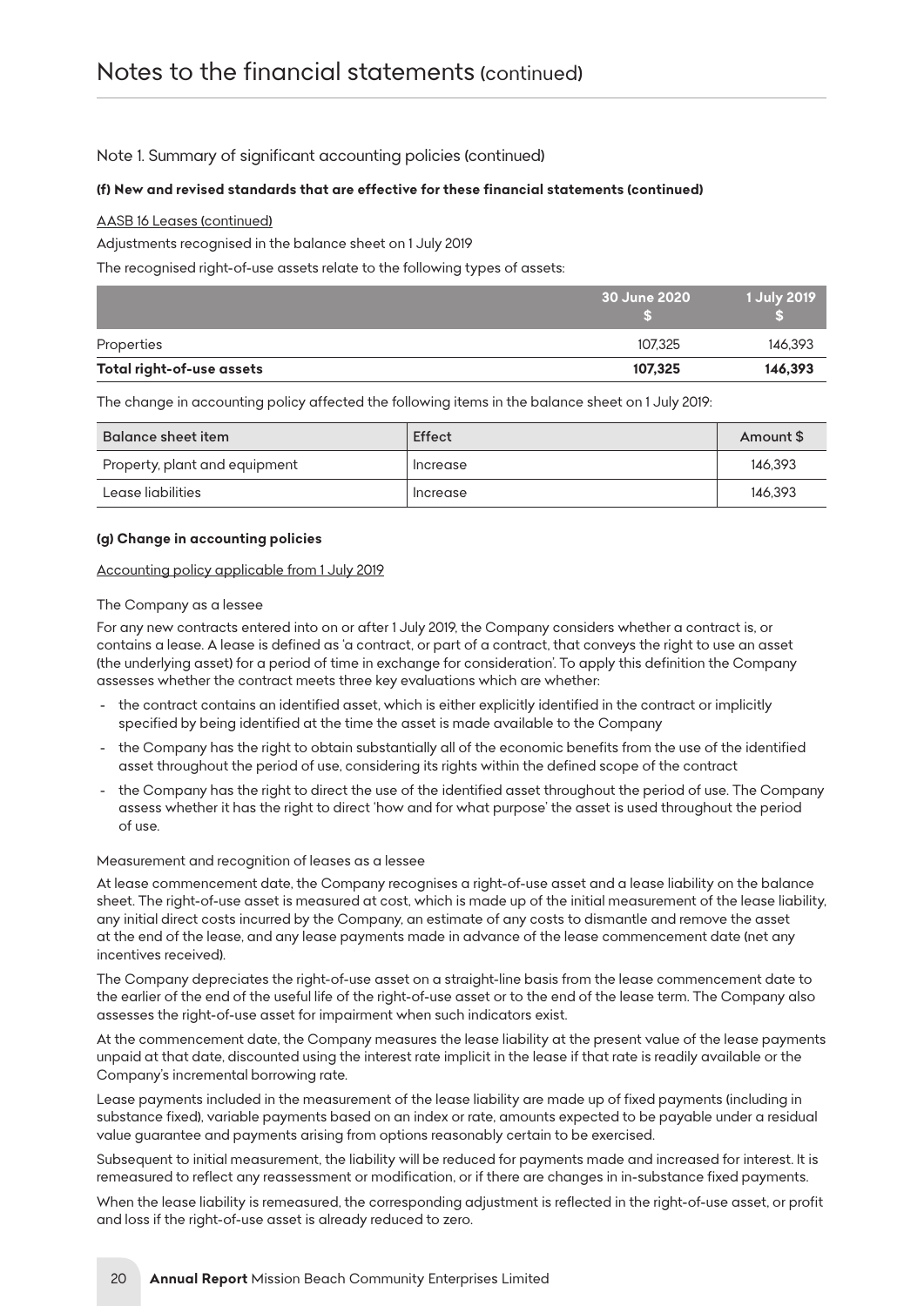# Notes to the financial statements (continued)

## Note 1. Summary of significant accounting policies (continued)

**(f) New and revised standards that are effective for these financial statements (continued)**

AASB 16 Leases (continued)

Adjustments recognised in the balance sheet on 1 July 2019

The recognised right-of-use assets relate to the following types of assets:

| | 30 June 2020 $ | 1 July 2019 $ |
|---|---|---|
| Properties | 107,325 | 146,393 |
| **Total right-of-use assets** | **107,325** | **146,393** |

The change in accounting policy affected the following items in the balance sheet on 1 July 2019:

| Balance sheet item | Effect | Amount $ |
|---|---|---|
| Property, plant and equipment | Increase | 146,393 |
| Lease liabilities | Increase | 146,393 |

**(g) Change in accounting policies**

Accounting policy applicable from 1 July 2019

The Company as a lessee

For any new contracts entered into on or after 1 July 2019, the Company considers whether a contract is, or contains a lease. A lease is defined as 'a contract, or part of a contract, that conveys the right to use an asset (the underlying asset) for a period of time in exchange for consideration'. To apply this definition the Company assesses whether the contract meets three key evaluations which are whether:

- the contract contains an identified asset, which is either explicitly identified in the contract or implicitly specified by being identified at the time the asset is made available to the Company
- the Company has the right to obtain substantially all of the economic benefits from the use of the identified asset throughout the period of use, considering its rights within the defined scope of the contract
- the Company has the right to direct the use of the identified asset throughout the period of use. The Company assess whether it has the right to direct 'how and for what purpose' the asset is used throughout the period of use.

Measurement and recognition of leases as a lessee

At lease commencement date, the Company recognises a right-of-use asset and a lease liability on the balance sheet. The right-of-use asset is measured at cost, which is made up of the initial measurement of the lease liability, any initial direct costs incurred by the Company, an estimate of any costs to dismantle and remove the asset at the end of the lease, and any lease payments made in advance of the lease commencement date (net any incentives received).

The Company depreciates the right-of-use asset on a straight-line basis from the lease commencement date to the earlier of the end of the useful life of the right-of-use asset or to the end of the lease term. The Company also assesses the right-of-use asset for impairment when such indicators exist.

At the commencement date, the Company measures the lease liability at the present value of the lease payments unpaid at that date, discounted using the interest rate implicit in the lease if that rate is readily available or the Company's incremental borrowing rate.

Lease payments included in the measurement of the lease liability are made up of fixed payments (including in substance fixed), variable payments based on an index or rate, amounts expected to be payable under a residual value guarantee and payments arising from options reasonably certain to be exercised.

Subsequent to initial measurement, the liability will be reduced for payments made and increased for interest. It is remeasured to reflect any reassessment or modification, or if there are changes in in-substance fixed payments.

When the lease liability is remeasured, the corresponding adjustment is reflected in the right-of-use asset, or profit and loss if the right-of-use asset is already reduced to zero.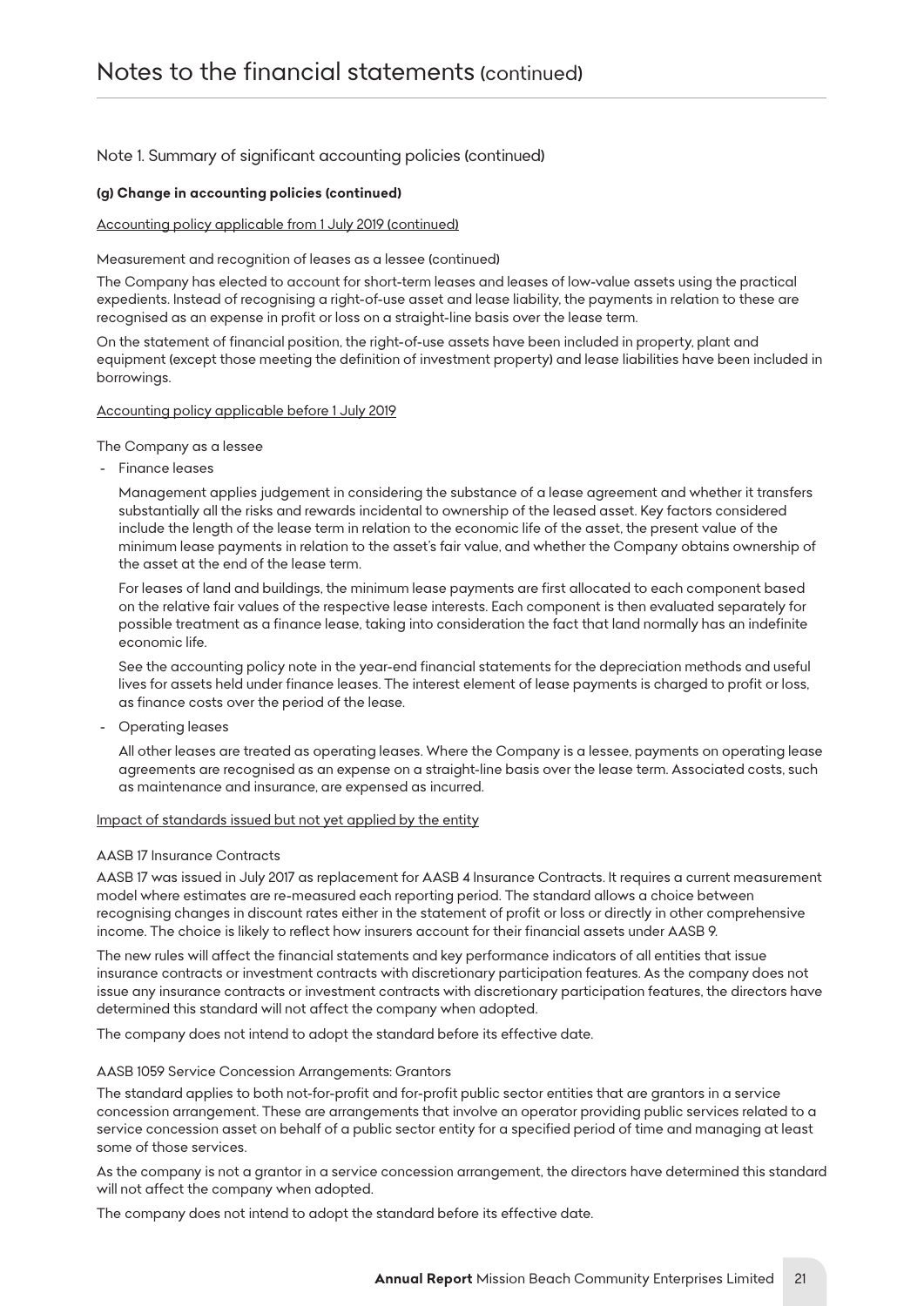# Notes to the financial statements (continued)

## Note 1. Summary of significant accounting policies (continued)

### (g) Change in accounting policies (continued)

Accounting policy applicable from 1 July 2019 (continued)

Measurement and recognition of leases as a lessee (continued)

The Company has elected to account for short-term leases and leases of low-value assets using the practical expedients. Instead of recognising a right-of-use asset and lease liability, the payments in relation to these are recognised as an expense in profit or loss on a straight-line basis over the lease term.

On the statement of financial position, the right-of-use assets have been included in property, plant and equipment (except those meeting the definition of investment property) and lease liabilities have been included in borrowings.

Accounting policy applicable before 1 July 2019

The Company as a lessee

- Finance leases

  Management applies judgement in considering the substance of a lease agreement and whether it transfers substantially all the risks and rewards incidental to ownership of the leased asset. Key factors considered include the length of the lease term in relation to the economic life of the asset, the present value of the minimum lease payments in relation to the asset's fair value, and whether the Company obtains ownership of the asset at the end of the lease term.

  For leases of land and buildings, the minimum lease payments are first allocated to each component based on the relative fair values of the respective lease interests. Each component is then evaluated separately for possible treatment as a finance lease, taking into consideration the fact that land normally has an indefinite economic life.

  See the accounting policy note in the year-end financial statements for the depreciation methods and useful lives for assets held under finance leases. The interest element of lease payments is charged to profit or loss, as finance costs over the period of the lease.

- Operating leases

  All other leases are treated as operating leases. Where the Company is a lessee, payments on operating lease agreements are recognised as an expense on a straight-line basis over the lease term. Associated costs, such as maintenance and insurance, are expensed as incurred.

Impact of standards issued but not yet applied by the entity

AASB 17 Insurance Contracts

AASB 17 was issued in July 2017 as replacement for AASB 4 Insurance Contracts. It requires a current measurement model where estimates are re-measured each reporting period. The standard allows a choice between recognising changes in discount rates either in the statement of profit or loss or directly in other comprehensive income. The choice is likely to reflect how insurers account for their financial assets under AASB 9.

The new rules will affect the financial statements and key performance indicators of all entities that issue insurance contracts or investment contracts with discretionary participation features. As the company does not issue any insurance contracts or investment contracts with discretionary participation features, the directors have determined this standard will not affect the company when adopted.

The company does not intend to adopt the standard before its effective date.

AASB 1059 Service Concession Arrangements: Grantors

The standard applies to both not-for-profit and for-profit public sector entities that are grantors in a service concession arrangement. These are arrangements that involve an operator providing public services related to a service concession asset on behalf of a public sector entity for a specified period of time and managing at least some of those services.

As the company is not a grantor in a service concession arrangement, the directors have determined this standard will not affect the company when adopted.

The company does not intend to adopt the standard before its effective date.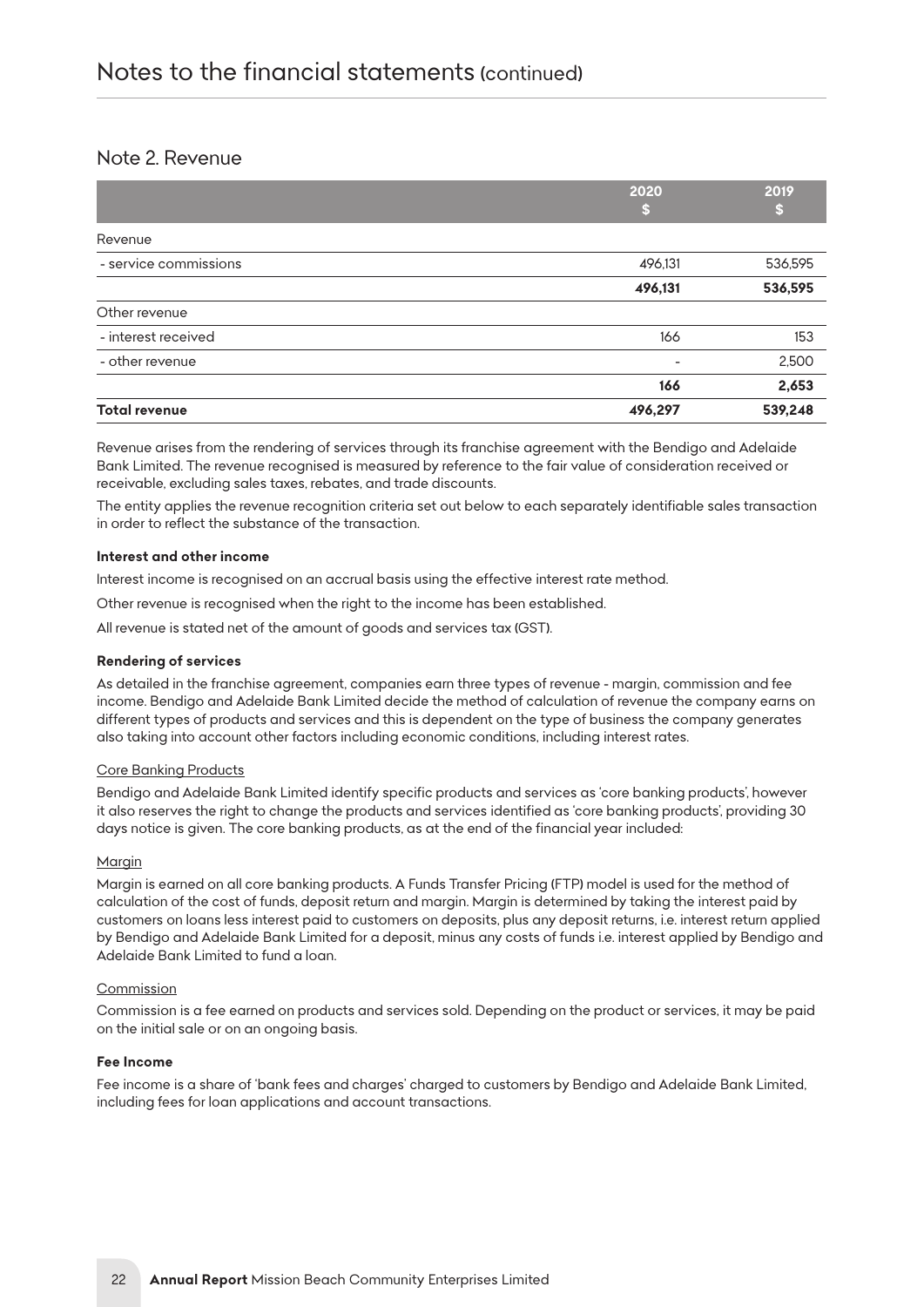# Notes to the financial statements (continued)

## Note 2. Revenue

| | 2020 $ | 2019 $ |
|---|---|---|
| Revenue | | |
| - service commissions | 496,131 | 536,595 |
| | **496,131** | **536,595** |
| Other revenue | | |
| - interest received | 166 | 153 |
| - other revenue | - | 2,500 |
| | **166** | **2,653** |
| **Total revenue** | **496,297** | **539,248** |

Revenue arises from the rendering of services through its franchise agreement with the Bendigo and Adelaide Bank Limited. The revenue recognised is measured by reference to the fair value of consideration received or receivable, excluding sales taxes, rebates, and trade discounts.

The entity applies the revenue recognition criteria set out below to each separately identifiable sales transaction in order to reflect the substance of the transaction.

**Interest and other income**

Interest income is recognised on an accrual basis using the effective interest rate method.

Other revenue is recognised when the right to the income has been established.

All revenue is stated net of the amount of goods and services tax (GST).

**Rendering of services**

As detailed in the franchise agreement, companies earn three types of revenue - margin, commission and fee income. Bendigo and Adelaide Bank Limited decide the method of calculation of revenue the company earns on different types of products and services and this is dependent on the type of business the company generates also taking into account other factors including economic conditions, including interest rates.

Core Banking Products

Bendigo and Adelaide Bank Limited identify specific products and services as 'core banking products', however it also reserves the right to change the products and services identified as 'core banking products', providing 30 days notice is given. The core banking products, as at the end of the financial year included:

Margin

Margin is earned on all core banking products. A Funds Transfer Pricing (FTP) model is used for the method of calculation of the cost of funds, deposit return and margin. Margin is determined by taking the interest paid by customers on loans less interest paid to customers on deposits, plus any deposit returns, i.e. interest return applied by Bendigo and Adelaide Bank Limited for a deposit, minus any costs of funds i.e. interest applied by Bendigo and Adelaide Bank Limited to fund a loan.

Commission

Commission is a fee earned on products and services sold. Depending on the product or services, it may be paid on the initial sale or on an ongoing basis.

**Fee Income**

Fee income is a share of 'bank fees and charges' charged to customers by Bendigo and Adelaide Bank Limited, including fees for loan applications and account transactions.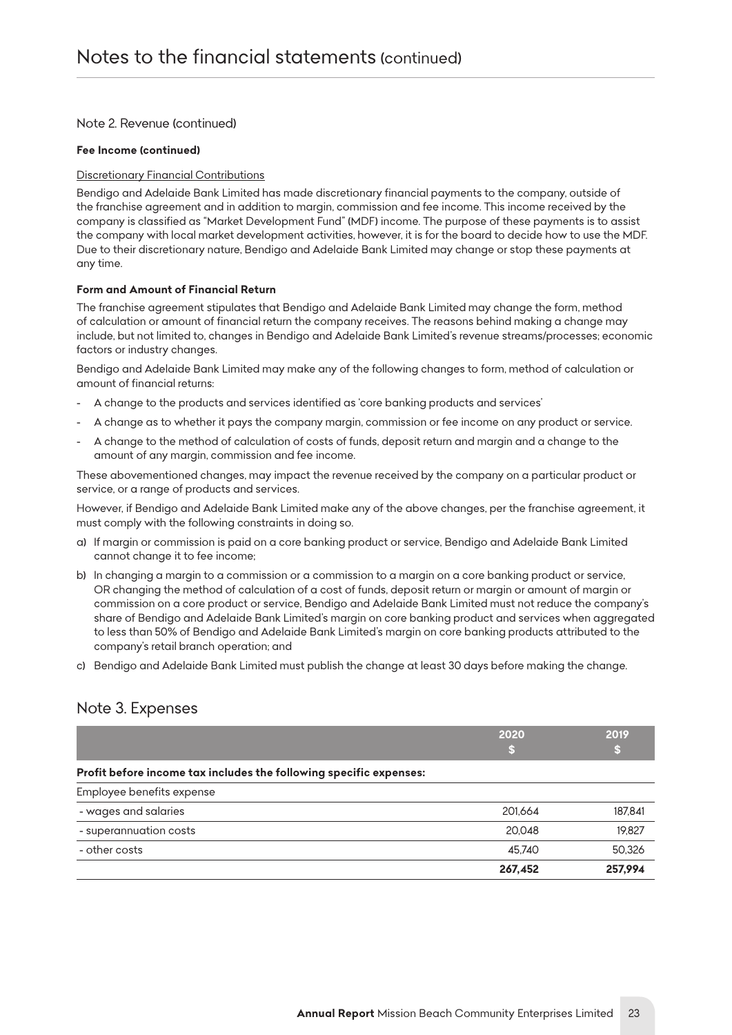# Notes to the financial statements (continued)

## Note 2. Revenue (continued)

**Fee Income (continued)**

Discretionary Financial Contributions

Bendigo and Adelaide Bank Limited has made discretionary financial payments to the company, outside of the franchise agreement and in addition to margin, commission and fee income. This income received by the company is classified as "Market Development Fund" (MDF) income. The purpose of these payments is to assist the company with local market development activities, however, it is for the board to decide how to use the MDF. Due to their discretionary nature, Bendigo and Adelaide Bank Limited may change or stop these payments at any time.

**Form and Amount of Financial Return**

The franchise agreement stipulates that Bendigo and Adelaide Bank Limited may change the form, method of calculation or amount of financial return the company receives. The reasons behind making a change may include, but not limited to, changes in Bendigo and Adelaide Bank Limited's revenue streams/processes; economic factors or industry changes.

Bendigo and Adelaide Bank Limited may make any of the following changes to form, method of calculation or amount of financial returns:

- A change to the products and services identified as 'core banking products and services'
- A change as to whether it pays the company margin, commission or fee income on any product or service.
- A change to the method of calculation of costs of funds, deposit return and margin and a change to the amount of any margin, commission and fee income.

These abovementioned changes, may impact the revenue received by the company on a particular product or service, or a range of products and services.

However, if Bendigo and Adelaide Bank Limited make any of the above changes, per the franchise agreement, it must comply with the following constraints in doing so.

a) If margin or commission is paid on a core banking product or service, Bendigo and Adelaide Bank Limited cannot change it to fee income;

b) In changing a margin to a commission or a commission to a margin on a core banking product or service, OR changing the method of calculation of a cost of funds, deposit return or margin or amount of margin or commission on a core product or service, Bendigo and Adelaide Bank Limited must not reduce the company's share of Bendigo and Adelaide Bank Limited's margin on core banking product and services when aggregated to less than 50% of Bendigo and Adelaide Bank Limited's margin on core banking products attributed to the company's retail branch operation; and

c) Bendigo and Adelaide Bank Limited must publish the change at least 30 days before making the change.

## Note 3. Expenses

| | 2020 $ | 2019 $ |
|---|---|---|
| **Profit before income tax includes the following specific expenses:** | | |
| Employee benefits expense | | |
| - wages and salaries | 201,664 | 187,841 |
| - superannuation costs | 20,048 | 19,827 |
| - other costs | 45,740 | 50,326 |
| | **267,452** | **257,994** |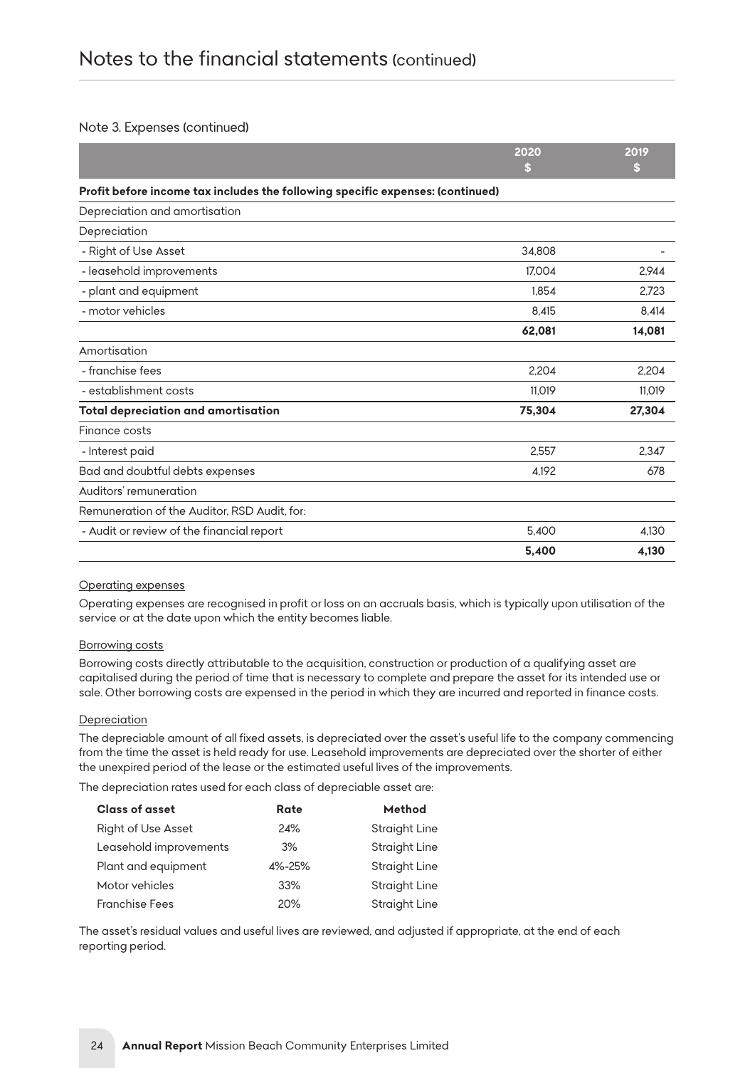# Notes to the financial statements (continued)

## Note 3. Expenses (continued)

| | 2020<br>$ | 2019<br>$ |
|---|---|---|
| **Profit before income tax includes the following specific expenses: (continued)** | | |
| Depreciation and amortisation | | |
| Depreciation | | |
| - Right of Use Asset | 34,808 | - |
| - leasehold improvements | 17,004 | 2,944 |
| - plant and equipment | 1,854 | 2,723 |
| - motor vehicles | 8,415 | 8,414 |
| | **62,081** | **14,081** |
| Amortisation | | |
| - franchise fees | 2,204 | 2,204 |
| - establishment costs | 11,019 | 11,019 |
| **Total depreciation and amortisation** | **75,304** | **27,304** |
| Finance costs | | |
| - Interest paid | 2,557 | 2,347 |
| Bad and doubtful debts expenses | 4,192 | 678 |
| Auditors' remuneration | | |
| Remuneration of the Auditor, RSD Audit, for: | | |
| - Audit or review of the financial report | 5,400 | 4,130 |
| | **5,400** | **4,130** |

### Operating expenses

Operating expenses are recognised in profit or loss on an accruals basis, which is typically upon utilisation of the service or at the date upon which the entity becomes liable.

### Borrowing costs

Borrowing costs directly attributable to the acquisition, construction or production of a qualifying asset are capitalised during the period of time that is necessary to complete and prepare the asset for its intended use or sale. Other borrowing costs are expensed in the period in which they are incurred and reported in finance costs.

### Depreciation

The depreciable amount of all fixed assets, is depreciated over the asset's useful life to the company commencing from the time the asset is held ready for use. Leasehold improvements are depreciated over the shorter of either the unexpired period of the lease or the estimated useful lives of the improvements.

The depreciation rates used for each class of depreciable asset are:

| Class of asset | Rate | Method |
|---|---|---|
| Right of Use Asset | 24% | Straight Line |
| Leasehold improvements | 3% | Straight Line |
| Plant and equipment | 4%-25% | Straight Line |
| Motor vehicles | 33% | Straight Line |
| Franchise Fees | 20% | Straight Line |

The asset's residual values and useful lives are reviewed, and adjusted if appropriate, at the end of each reporting period.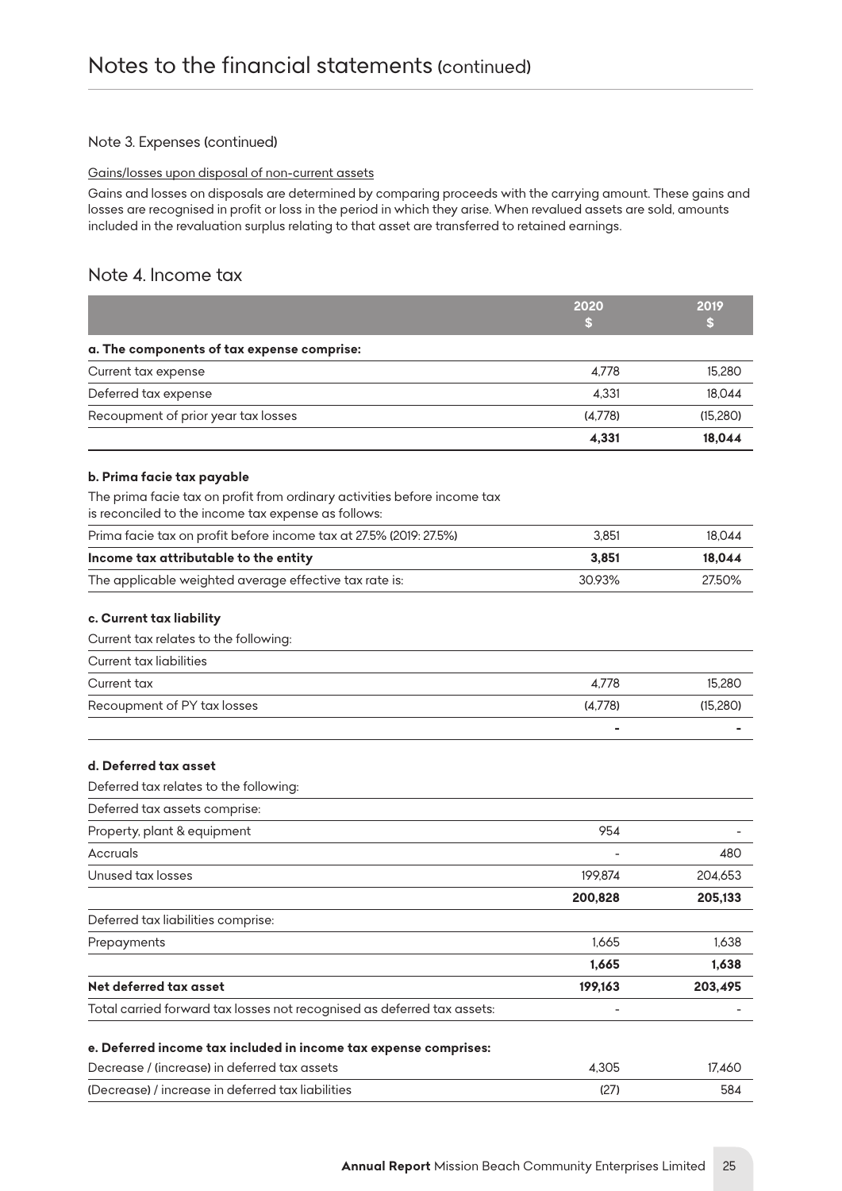# Notes to the financial statements (continued)

## Note 3. Expenses (continued)

Gains/losses upon disposal of non-current assets

Gains and losses on disposals are determined by comparing proceeds with the carrying amount. These gains and losses are recognised in profit or loss in the period in which they arise. When revalued assets are sold, amounts included in the revaluation surplus relating to that asset are transferred to retained earnings.

## Note 4. Income tax

| | 2020 $ | 2019 $ |
|---|---|---|
| **a. The components of tax expense comprise:** | | |
| Current tax expense | 4,778 | 15,280 |
| Deferred tax expense | 4,331 | 18,044 |
| Recoupment of prior year tax losses | (4,778) | (15,280) |
| | **4,331** | **18,044** |
| **b. Prima facie tax payable** | | |
| The prima facie tax on profit from ordinary activities before income tax is reconciled to the income tax expense as follows: | | |
| Prima facie tax on profit before income tax at 27.5% (2019: 27.5%) | 3,851 | 18,044 |
| **Income tax attributable to the entity** | **3,851** | **18,044** |
| The applicable weighted average effective tax rate is: | 30.93% | 27.50% |
| **c. Current tax liability** | | |
| Current tax relates to the following: | | |
| Current tax liabilities | | |
| Current tax | 4,778 | 15,280 |
| Recoupment of PY tax losses | (4,778) | (15,280) |
| | - | - |
| **d. Deferred tax asset** | | |
| Deferred tax relates to the following: | | |
| Deferred tax assets comprise: | | |
| Property, plant & equipment | 954 | - |
| Accruals | - | 480 |
| Unused tax losses | 199,874 | 204,653 |
| | **200,828** | **205,133** |
| Deferred tax liabilities comprise: | | |
| Prepayments | 1,665 | 1,638 |
| | **1,665** | **1,638** |
| **Net deferred tax asset** | **199,163** | **203,495** |
| Total carried forward tax losses not recognised as deferred tax assets: | - | - |
| **e. Deferred income tax included in income tax expense comprises:** | | |
| Decrease / (increase) in deferred tax assets | 4,305 | 17,460 |
| (Decrease) / increase in deferred tax liabilities | (27) | 584 |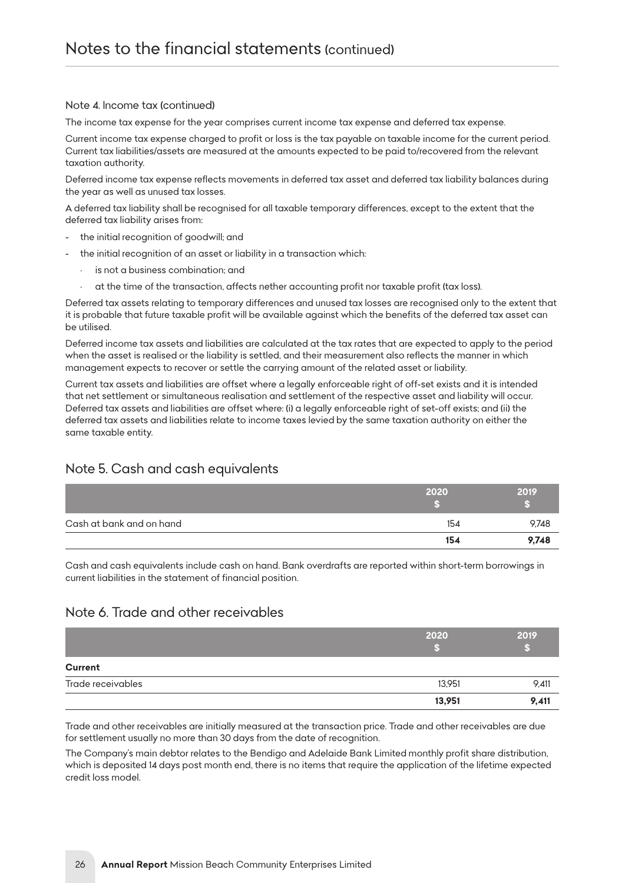Note 4. Income tax (continued)

The income tax expense for the year comprises current income tax expense and deferred tax expense.

Current income tax expense charged to profit or loss is the tax payable on taxable income for the current period. Current tax liabilities/assets are measured at the amounts expected to be paid to/recovered from the relevant taxation authority.

Deferred income tax expense reflects movements in deferred tax asset and deferred tax liability balances during the year as well as unused tax losses.

A deferred tax liability shall be recognised for all taxable temporary differences, except to the extent that the deferred tax liability arises from:

- the initial recognition of goodwill; and
- the initial recognition of an asset or liability in a transaction which:
    - is not a business combination; and
    - at the time of the transaction, affects nether accounting profit nor taxable profit (tax loss).

Deferred tax assets relating to temporary differences and unused tax losses are recognised only to the extent that it is probable that future taxable profit will be available against which the benefits of the deferred tax asset can be utilised.

Deferred income tax assets and liabilities are calculated at the tax rates that are expected to apply to the period when the asset is realised or the liability is settled, and their measurement also reflects the manner in which management expects to recover or settle the carrying amount of the related asset or liability.

Current tax assets and liabilities are offset where a legally enforceable right of off-set exists and it is intended that net settlement or simultaneous realisation and settlement of the respective asset and liability will occur. Deferred tax assets and liabilities are offset where: (i) a legally enforceable right of set-off exists; and (ii) the deferred tax assets and liabilities relate to income taxes levied by the same taxation authority on either the same taxable entity.

## Note 5. Cash and cash equivalents

| | 2020 $ | 2019 $ |
|---|---|---|
| Cash at bank and on hand | 154 | 9,748 |
| | **154** | **9,748** |

Cash and cash equivalents include cash on hand. Bank overdrafts are reported within short-term borrowings in current liabilities in the statement of financial position.

## Note 6. Trade and other receivables

| | 2020 $ | 2019 $ |
|---|---|---|
| **Current** | | |
| Trade receivables | 13,951 | 9,411 |
| | **13,951** | **9,411** |

Trade and other receivables are initially measured at the transaction price. Trade and other receivables are due for settlement usually no more than 30 days from the date of recognition.

The Company's main debtor relates to the Bendigo and Adelaide Bank Limited monthly profit share distribution, which is deposited 14 days post month end, there is no items that require the application of the lifetime expected credit loss model.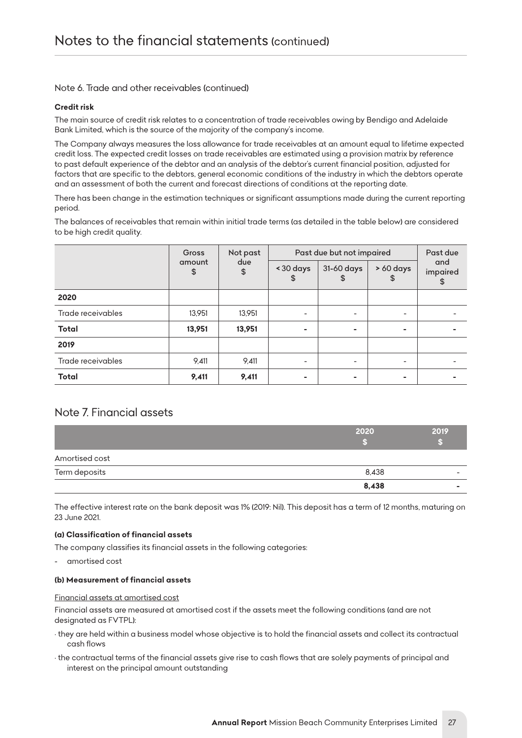# Notes to the financial statements (continued)

## Note 6. Trade and other receivables (continued)

**Credit risk**

The main source of credit risk relates to a concentration of trade receivables owing by Bendigo and Adelaide Bank Limited, which is the source of the majority of the company's income.

The Company always measures the loss allowance for trade receivables at an amount equal to lifetime expected credit loss. The expected credit losses on trade receivables are estimated using a provision matrix by reference to past default experience of the debtor and an analysis of the debtor's current financial position, adjusted for factors that are specific to the debtors, general economic conditions of the industry in which the debtors operate and an assessment of both the current and forecast directions of conditions at the reporting date.

There has been change in the estimation techniques or significant assumptions made during the current reporting period.

The balances of receivables that remain within initial trade terms (as detailed in the table below) are considered to be high credit quality.

| | Gross amount $ | Not past due $ | Past due but not impaired | | | Past due and impaired $ |
|---|---|---|---|---|---|---|
| | | | < 30 days $ | 31-60 days $ | > 60 days $ | |
| **2020** | | | | | | |
| Trade receivables | 13,951 | 13,951 | - | - | - | - |
| **Total** | **13,951** | **13,951** | **-** | **-** | **-** | **-** |
| **2019** | | | | | | |
| Trade receivables | 9,411 | 9,411 | - | - | - | - |
| **Total** | **9,411** | **9,411** | **-** | **-** | **-** | **-** |

## Note 7. Financial assets

| | 2020 $ | 2019 $ |
|---|---|---|
| Amortised cost | | |
| Term deposits | 8,438 | - |
| | **8,438** | **-** |

The effective interest rate on the bank deposit was 1% (2019: Nil). This deposit has a term of 12 months, maturing on 23 June 2021.

**(a) Classification of financial assets**

The company classifies its financial assets in the following categories:

- amortised cost

**(b) Measurement of financial assets**

Financial assets at amortised cost

Financial assets are measured at amortised cost if the assets meet the following conditions (and are not designated as FVTPL):

- they are held within a business model whose objective is to hold the financial assets and collect its contractual cash flows
- the contractual terms of the financial assets give rise to cash flows that are solely payments of principal and interest on the principal amount outstanding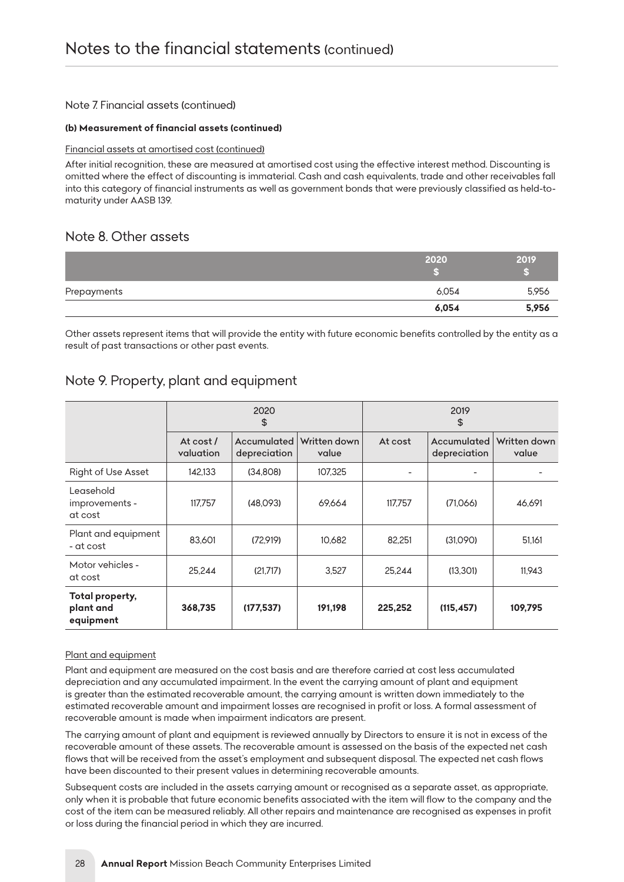# Notes to the financial statements (continued)

Note 7. Financial assets (continued)

**(b) Measurement of financial assets (continued)**

Financial assets at amortised cost (continued)

After initial recognition, these are measured at amortised cost using the effective interest method. Discounting is omitted where the effect of discounting is immaterial. Cash and cash equivalents, trade and other receivables fall into this category of financial instruments as well as government bonds that were previously classified as held-to-maturity under AASB 139.

## Note 8. Other assets

| | 2020 $ | 2019 $ |
|---|---|---|
| Prepayments | 6,054 | 5,956 |
| | **6,054** | **5,956** |

Other assets represent items that will provide the entity with future economic benefits controlled by the entity as a result of past transactions or other past events.

## Note 9. Property, plant and equipment

| | 2020 $ | | | 2019 $ | | |
|---|---|---|---|---|---|---|
| | At cost / valuation | Accumulated depreciation | Written down value | At cost | Accumulated depreciation | Written down value |
| Right of Use Asset | 142,133 | (34,808) | 107,325 | - | - | - |
| Leasehold improvements - at cost | 117,757 | (48,093) | 69,664 | 117,757 | (71,066) | 46,691 |
| Plant and equipment - at cost | 83,601 | (72,919) | 10,682 | 82,251 | (31,090) | 51,161 |
| Motor vehicles - at cost | 25,244 | (21,717) | 3,527 | 25,244 | (13,301) | 11,943 |
| **Total property, plant and equipment** | **368,735** | **(177,537)** | **191,198** | **225,252** | **(115,457)** | **109,795** |

Plant and equipment

Plant and equipment are measured on the cost basis and are therefore carried at cost less accumulated depreciation and any accumulated impairment. In the event the carrying amount of plant and equipment is greater than the estimated recoverable amount, the carrying amount is written down immediately to the estimated recoverable amount and impairment losses are recognised in profit or loss. A formal assessment of recoverable amount is made when impairment indicators are present.

The carrying amount of plant and equipment is reviewed annually by Directors to ensure it is not in excess of the recoverable amount of these assets. The recoverable amount is assessed on the basis of the expected net cash flows that will be received from the asset's employment and subsequent disposal. The expected net cash flows have been discounted to their present values in determining recoverable amounts.

Subsequent costs are included in the assets carrying amount or recognised as a separate asset, as appropriate, only when it is probable that future economic benefits associated with the item will flow to the company and the cost of the item can be measured reliably. All other repairs and maintenance are recognised as expenses in profit or loss during the financial period in which they are incurred.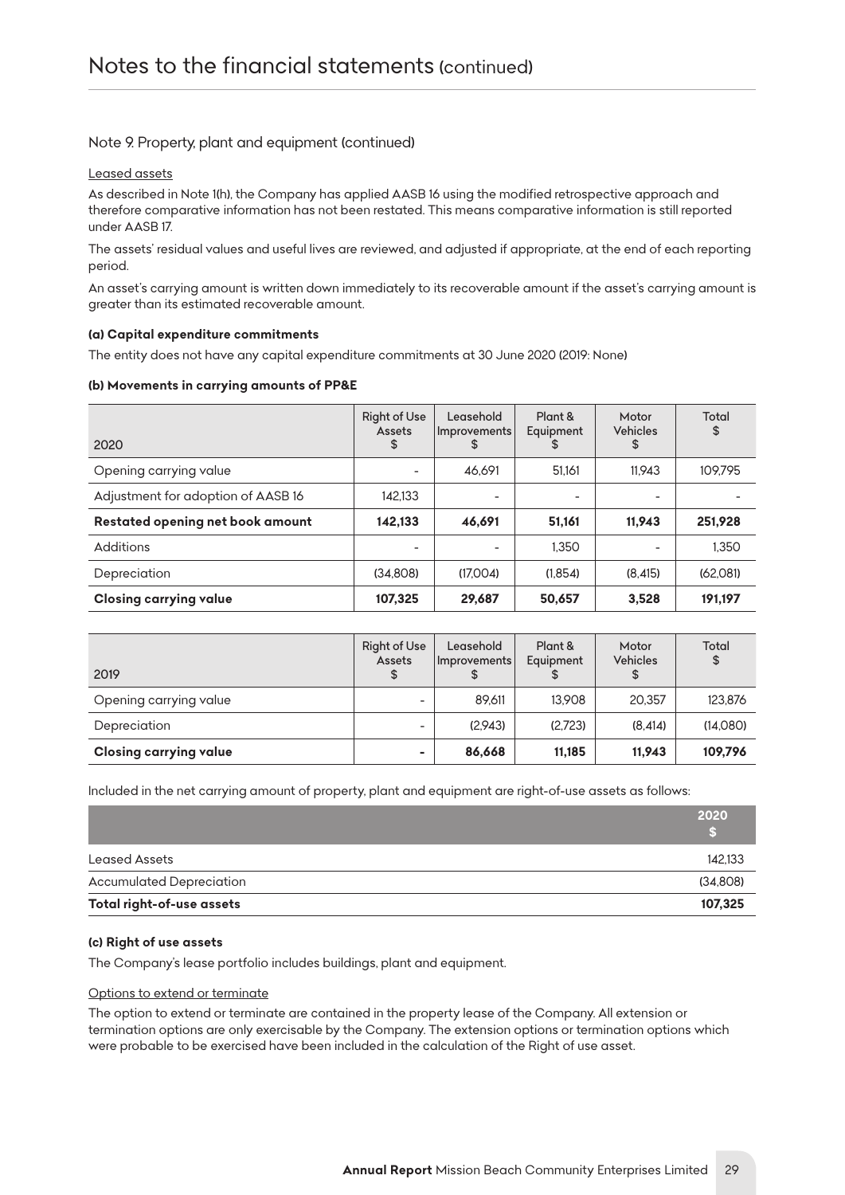# Notes to the financial statements (continued)

## Note 9. Property, plant and equipment (continued)

Leased assets

As described in Note 1(h), the Company has applied AASB 16 using the modified retrospective approach and therefore comparative information has not been restated. This means comparative information is still reported under AASB 17.

The assets' residual values and useful lives are reviewed, and adjusted if appropriate, at the end of each reporting period.

An asset's carrying amount is written down immediately to its recoverable amount if the asset's carrying amount is greater than its estimated recoverable amount.

**(a) Capital expenditure commitments**

The entity does not have any capital expenditure commitments at 30 June 2020 (2019: None)

**(b) Movements in carrying amounts of PP&E**

| 2020 | Right of Use Assets $ | Leasehold Improvements $ | Plant & Equipment $ | Motor Vehicles $ | Total $ |
|---|---|---|---|---|---|
| Opening carrying value | - | 46,691 | 51,161 | 11,943 | 109,795 |
| Adjustment for adoption of AASB 16 | 142,133 | - | - | - | - |
| **Restated opening net book amount** | **142,133** | **46,691** | **51,161** | **11,943** | **251,928** |
| Additions | - | - | 1,350 | - | 1,350 |
| Depreciation | (34,808) | (17,004) | (1,854) | (8,415) | (62,081) |
| **Closing carrying value** | **107,325** | **29,687** | **50,657** | **3,528** | **191,197** |

| 2019 | Right of Use Assets $ | Leasehold Improvements $ | Plant & Equipment $ | Motor Vehicles $ | Total $ |
|---|---|---|---|---|---|
| Opening carrying value | - | 89,611 | 13,908 | 20,357 | 123,876 |
| Depreciation | - | (2,943) | (2,723) | (8,414) | (14,080) |
| **Closing carrying value** | **-** | **86,668** | **11,185** | **11,943** | **109,796** |

Included in the net carrying amount of property, plant and equipment are right-of-use assets as follows:

| | 2020 $ |
|---|---|
| Leased Assets | 142,133 |
| Accumulated Depreciation | (34,808) |
| **Total right-of-use assets** | **107,325** |

**(c) Right of use assets**

The Company's lease portfolio includes buildings, plant and equipment.

Options to extend or terminate

The option to extend or terminate are contained in the property lease of the Company. All extension or termination options are only exercisable by the Company. The extension options or termination options which were probable to be exercised have been included in the calculation of the Right of use asset.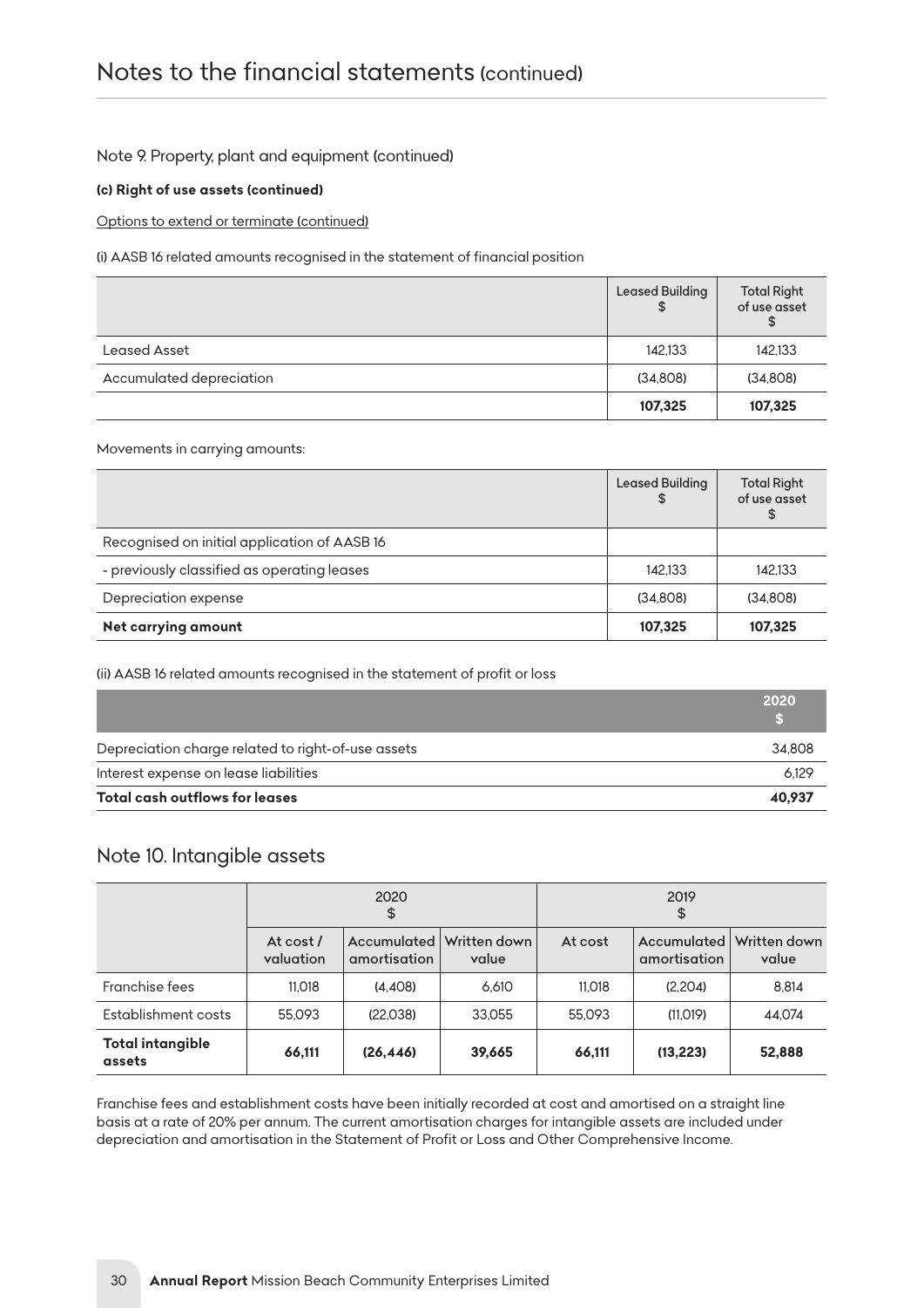# Notes to the financial statements (continued)

Note 9. Property, plant and equipment (continued)

**(c) Right of use assets (continued)**

Options to extend or terminate (continued)

(i) AASB 16 related amounts recognised in the statement of financial position

| | Leased Building $ | Total Right of use asset $ |
|---|---|---|
| Leased Asset | 142,133 | 142,133 |
| Accumulated depreciation | (34,808) | (34,808) |
| | **107,325** | **107,325** |

Movements in carrying amounts:

| | Leased Building $ | Total Right of use asset $ |
|---|---|---|
| Recognised on initial application of AASB 16 | | |
| - previously classified as operating leases | 142,133 | 142,133 |
| Depreciation expense | (34,808) | (34,808) |
| **Net carrying amount** | **107,325** | **107,325** |

(ii) AASB 16 related amounts recognised in the statement of profit or loss

| | 2020 $ |
|---|---|
| Depreciation charge related to right-of-use assets | 34,808 |
| Interest expense on lease liabilities | 6,129 |
| **Total cash outflows for leases** | **40,937** |

## Note 10. Intangible assets

| | 2020 $ | | | 2019 $ | | |
|---|---|---|---|---|---|---|
| | At cost / valuation | Accumulated amortisation | Written down value | At cost | Accumulated amortisation | Written down value |
| Franchise fees | 11,018 | (4,408) | 6,610 | 11,018 | (2,204) | 8,814 |
| Establishment costs | 55,093 | (22,038) | 33,055 | 55,093 | (11,019) | 44,074 |
| **Total intangible assets** | **66,111** | **(26,446)** | **39,665** | **66,111** | **(13,223)** | **52,888** |

Franchise fees and establishment costs have been initially recorded at cost and amortised on a straight line basis at a rate of 20% per annum. The current amortisation charges for intangible assets are included under depreciation and amortisation in the Statement of Profit or Loss and Other Comprehensive Income.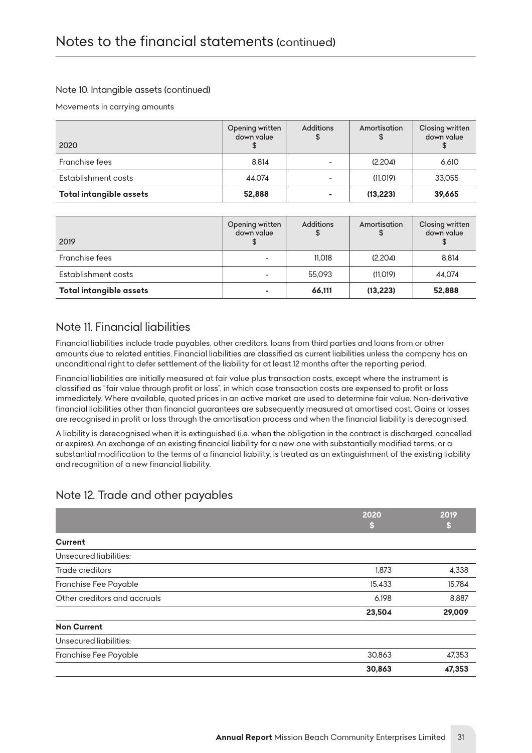# Notes to the financial statements (continued)

### Note 10. Intangible assets (continued)

Movements in carrying amounts

| 2020 | Opening written down value $ | Additions $ | Amortisation $ | Closing written down value $ |
|---|---|---|---|---|
| Franchise fees | 8,814 | - | (2,204) | 6,610 |
| Establishment costs | 44,074 | - | (11,019) | 33,055 |
| **Total intangible assets** | **52,888** | **-** | **(13,223)** | **39,665** |

| 2019 | Opening written down value $ | Additions $ | Amortisation $ | Closing written down value $ |
|---|---|---|---|---|
| Franchise fees | - | 11,018 | (2,204) | 8,814 |
| Establishment costs | - | 55,093 | (11,019) | 44,074 |
| **Total intangible assets** | **-** | **66,111** | **(13,223)** | **52,888** |

## Note 11. Financial liabilities

Financial liabilities include trade payables, other creditors, loans from third parties and loans from or other amounts due to related entities. Financial liabilities are classified as current liabilities unless the company has an unconditional right to defer settlement of the liability for at least 12 months after the reporting period.

Financial liabilities are initially measured at fair value plus transaction costs, except where the instrument is classified as "fair value through profit or loss", in which case transaction costs are expensed to profit or loss immediately. Where available, quoted prices in an active market are used to determine fair value. Non-derivative financial liabilities other than financial guarantees are subsequently measured at amortised cost. Gains or losses are recognised in profit or loss through the amortisation process and when the financial liability is derecognised.

A liability is derecognised when it is extinguished (i.e. when the obligation in the contract is discharged, cancelled or expires). An exchange of an existing financial liability for a new one with substantially modified terms, or a substantial modification to the terms of a financial liability, is treated as an extinguishment of the existing liability and recognition of a new financial liability.

## Note 12. Trade and other payables

| | 2020 $ | 2019 $ |
|---|---|---|
| **Current** | | |
| Unsecured liabilities: | | |
| Trade creditors | 1,873 | 4,338 |
| Franchise Fee Payable | 15,433 | 15,784 |
| Other creditors and accruals | 6,198 | 8,887 |
| | **23,504** | **29,009** |
| **Non Current** | | |
| Unsecured liabilities: | | |
| Franchise Fee Payable | 30,863 | 47,353 |
| | **30,863** | **47,353** |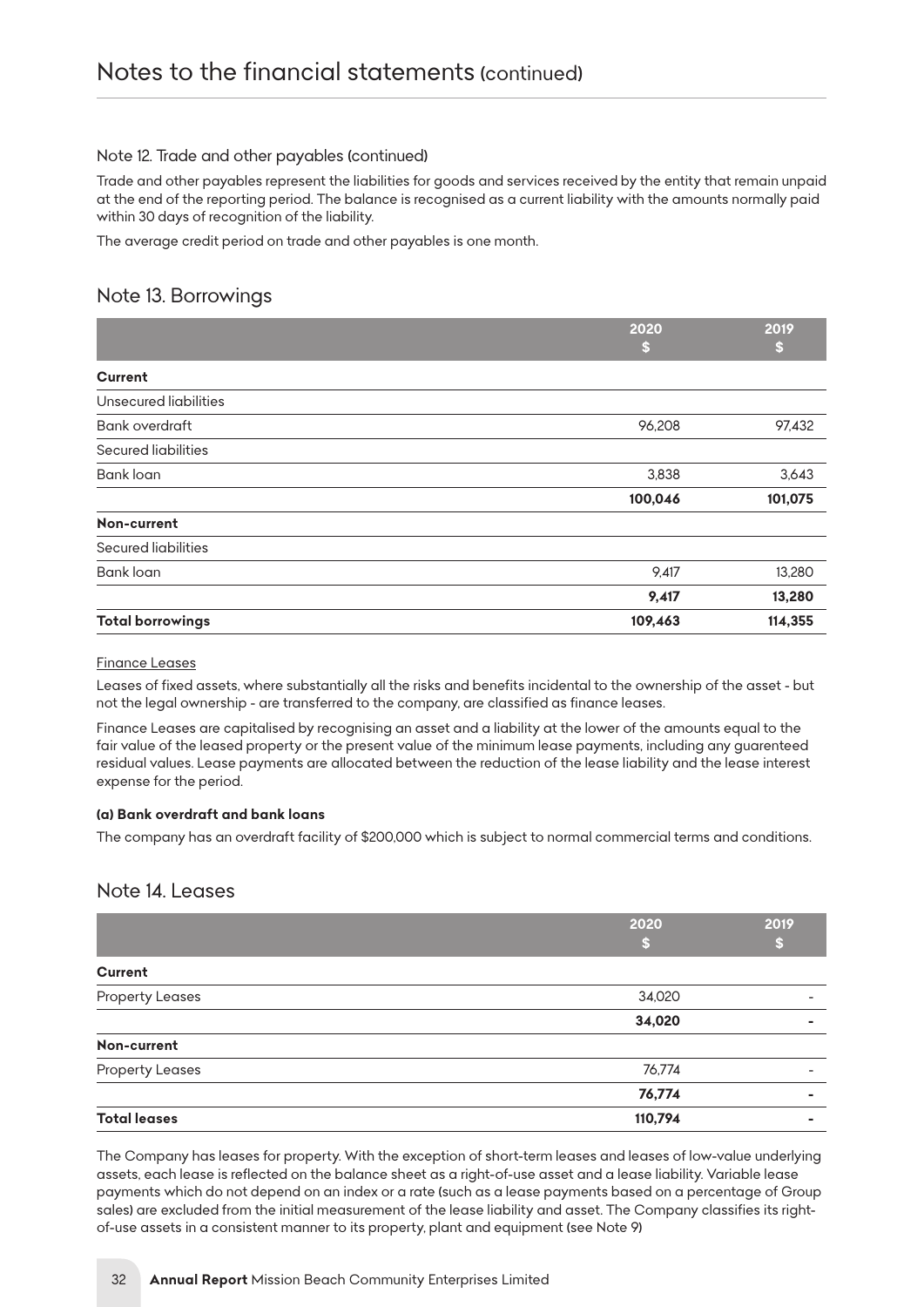# Notes to the financial statements (continued)

## Note 12. Trade and other payables (continued)

Trade and other payables represent the liabilities for goods and services received by the entity that remain unpaid at the end of the reporting period. The balance is recognised as a current liability with the amounts normally paid within 30 days of recognition of the liability.

The average credit period on trade and other payables is one month.

## Note 13. Borrowings

| | 2020 $ | 2019 $ |
|---|---|---|
| **Current** | | |
| Unsecured liabilities | | |
| Bank overdraft | 96,208 | 97,432 |
| Secured liabilities | | |
| Bank loan | 3,838 | 3,643 |
| | **100,046** | **101,075** |
| **Non-current** | | |
| Secured liabilities | | |
| Bank loan | 9,417 | 13,280 |
| | **9,417** | **13,280** |
| **Total borrowings** | **109,463** | **114,355** |

Finance Leases

Leases of fixed assets, where substantially all the risks and benefits incidental to the ownership of the asset - but not the legal ownership - are transferred to the company, are classified as finance leases.

Finance Leases are capitalised by recognising an asset and a liability at the lower of the amounts equal to the fair value of the leased property or the present value of the minimum lease payments, including any guarenteed residual values. Lease payments are allocated between the reduction of the lease liability and the lease interest expense for the period.

**(a) Bank overdraft and bank loans**

The company has an overdraft facility of $200,000 which is subject to normal commercial terms and conditions.

## Note 14. Leases

| | 2020 $ | 2019 $ |
|---|---|---|
| **Current** | | |
| Property Leases | 34,020 | - |
| | **34,020** | **-** |
| **Non-current** | | |
| Property Leases | 76,774 | - |
| | **76,774** | **-** |
| **Total leases** | **110,794** | **-** |

The Company has leases for property. With the exception of short-term leases and leases of low-value underlying assets, each lease is reflected on the balance sheet as a right-of-use asset and a lease liability. Variable lease payments which do not depend on an index or a rate (such as a lease payments based on a percentage of Group sales) are excluded from the initial measurement of the lease liability and asset. The Company classifies its right-of-use assets in a consistent manner to its property, plant and equipment (see Note 9)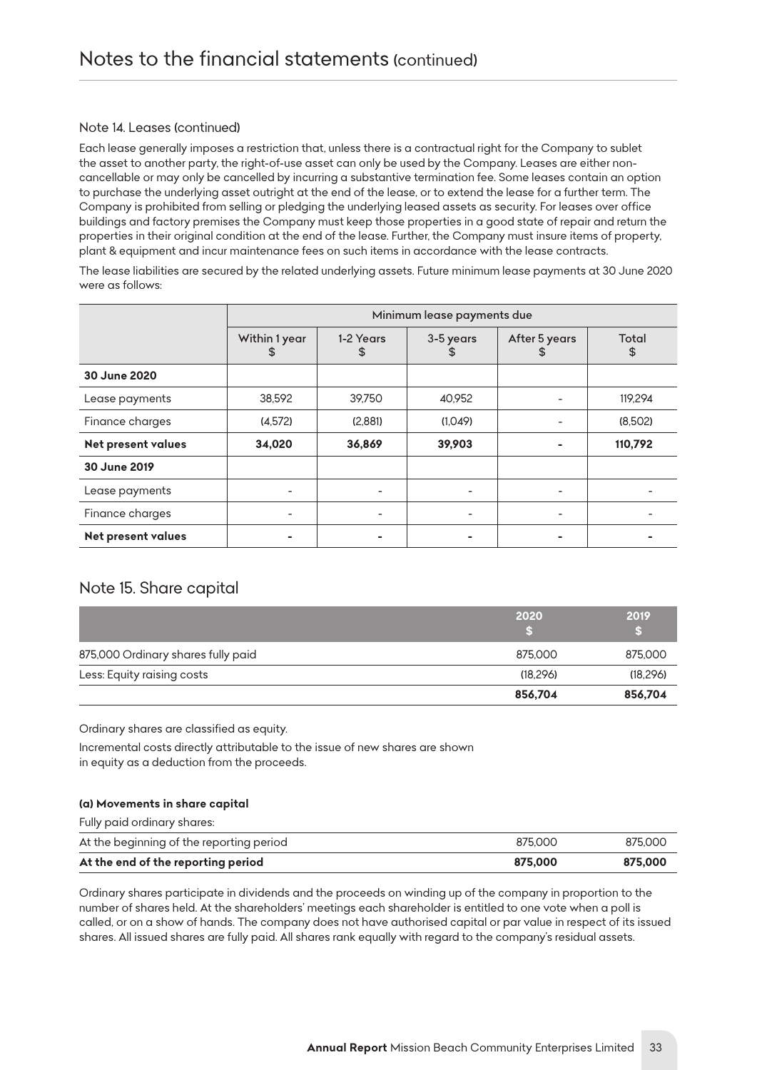# Notes to the financial statements (continued)

### Note 14. Leases (continued)

Each lease generally imposes a restriction that, unless there is a contractual right for the Company to sublet the asset to another party, the right-of-use asset can only be used by the Company. Leases are either non-cancellable or may only be cancelled by incurring a substantive termination fee. Some leases contain an option to purchase the underlying asset outright at the end of the lease, or to extend the lease for a further term. The Company is prohibited from selling or pledging the underlying leased assets as security. For leases over office buildings and factory premises the Company must keep those properties in a good state of repair and return the properties in their original condition at the end of the lease. Further, the Company must insure items of property, plant & equipment and incur maintenance fees on such items in accordance with the lease contracts.

The lease liabilities are secured by the related underlying assets. Future minimum lease payments at 30 June 2020 were as follows:

| | Minimum lease payments due | | | | |
|---|---|---|---|---|---|
| | Within 1 year $ | 1-2 Years $ | 3-5 years $ | After 5 years $ | Total $ |
| **30 June 2020** | | | | | |
| Lease payments | 38,592 | 39,750 | 40,952 | - | 119,294 |
| Finance charges | (4,572) | (2,881) | (1,049) | - | (8,502) |
| **Net present values** | **34,020** | **36,869** | **39,903** | **-** | **110,792** |
| **30 June 2019** | | | | | |
| Lease payments | - | - | - | - | - |
| Finance charges | - | - | - | - | - |
| **Net present values** | **-** | **-** | **-** | **-** | **-** |

## Note 15. Share capital

| | 2020 $ | 2019 $ |
|---|---|---|
| 875,000 Ordinary shares fully paid | 875,000 | 875,000 |
| Less: Equity raising costs | (18,296) | (18,296) |
| | **856,704** | **856,704** |

Ordinary shares are classified as equity.

Incremental costs directly attributable to the issue of new shares are shown in equity as a deduction from the proceeds.

**(a) Movements in share capital**

| Fully paid ordinary shares: | | |
|---|---|---|
| At the beginning of the reporting period | 875,000 | 875,000 |
| **At the end of the reporting period** | **875,000** | **875,000** |

Ordinary shares participate in dividends and the proceeds on winding up of the company in proportion to the number of shares held. At the shareholders' meetings each shareholder is entitled to one vote when a poll is called, or on a show of hands. The company does not have authorised capital or par value in respect of its issued shares. All issued shares are fully paid. All shares rank equally with regard to the company's residual assets.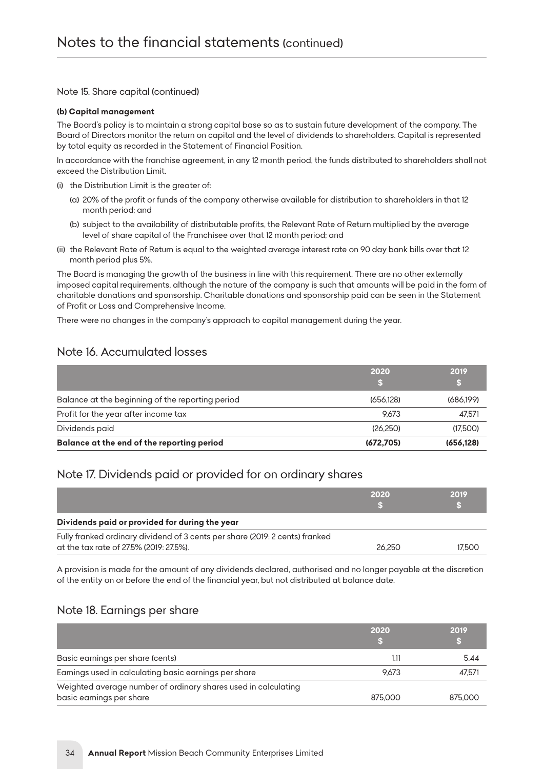# Notes to the financial statements (continued)

Note 15. Share capital (continued)

**(b) Capital management**

The Board's policy is to maintain a strong capital base so as to sustain future development of the company. The Board of Directors monitor the return on capital and the level of dividends to shareholders. Capital is represented by total equity as recorded in the Statement of Financial Position.

In accordance with the franchise agreement, in any 12 month period, the funds distributed to shareholders shall not exceed the Distribution Limit.

(i) the Distribution Limit is the greater of:

  (a) 20% of the profit or funds of the company otherwise available for distribution to shareholders in that 12 month period; and

  (b) subject to the availability of distributable profits, the Relevant Rate of Return multiplied by the average level of share capital of the Franchisee over that 12 month period; and

(ii) the Relevant Rate of Return is equal to the weighted average interest rate on 90 day bank bills over that 12 month period plus 5%.

The Board is managing the growth of the business in line with this requirement. There are no other externally imposed capital requirements, although the nature of the company is such that amounts will be paid in the form of charitable donations and sponsorship. Charitable donations and sponsorship paid can be seen in the Statement of Profit or Loss and Comprehensive Income.

There were no changes in the company's approach to capital management during the year.

## Note 16. Accumulated losses

| | 2020 $ | 2019 $ |
|---|---|---|
| Balance at the beginning of the reporting period | (656,128) | (686,199) |
| Profit for the year after income tax | 9,673 | 47,571 |
| Dividends paid | (26,250) | (17,500) |
| **Balance at the end of the reporting period** | **(672,705)** | **(656,128)** |

## Note 17. Dividends paid or provided for on ordinary shares

| | 2020 $ | 2019 $ |
|---|---|---|
| **Dividends paid or provided for during the year** | | |
| Fully franked ordinary dividend of 3 cents per share (2019: 2 cents) franked at the tax rate of 27.5% (2019: 27.5%). | 26,250 | 17,500 |

A provision is made for the amount of any dividends declared, authorised and no longer payable at the discretion of the entity on or before the end of the financial year, but not distributed at balance date.

## Note 18. Earnings per share

| | 2020 $ | 2019 $ |
|---|---|---|
| Basic earnings per share (cents) | 1.11 | 5.44 |
| Earnings used in calculating basic earnings per share | 9,673 | 47,571 |
| Weighted average number of ordinary shares used in calculating basic earnings per share | 875,000 | 875,000 |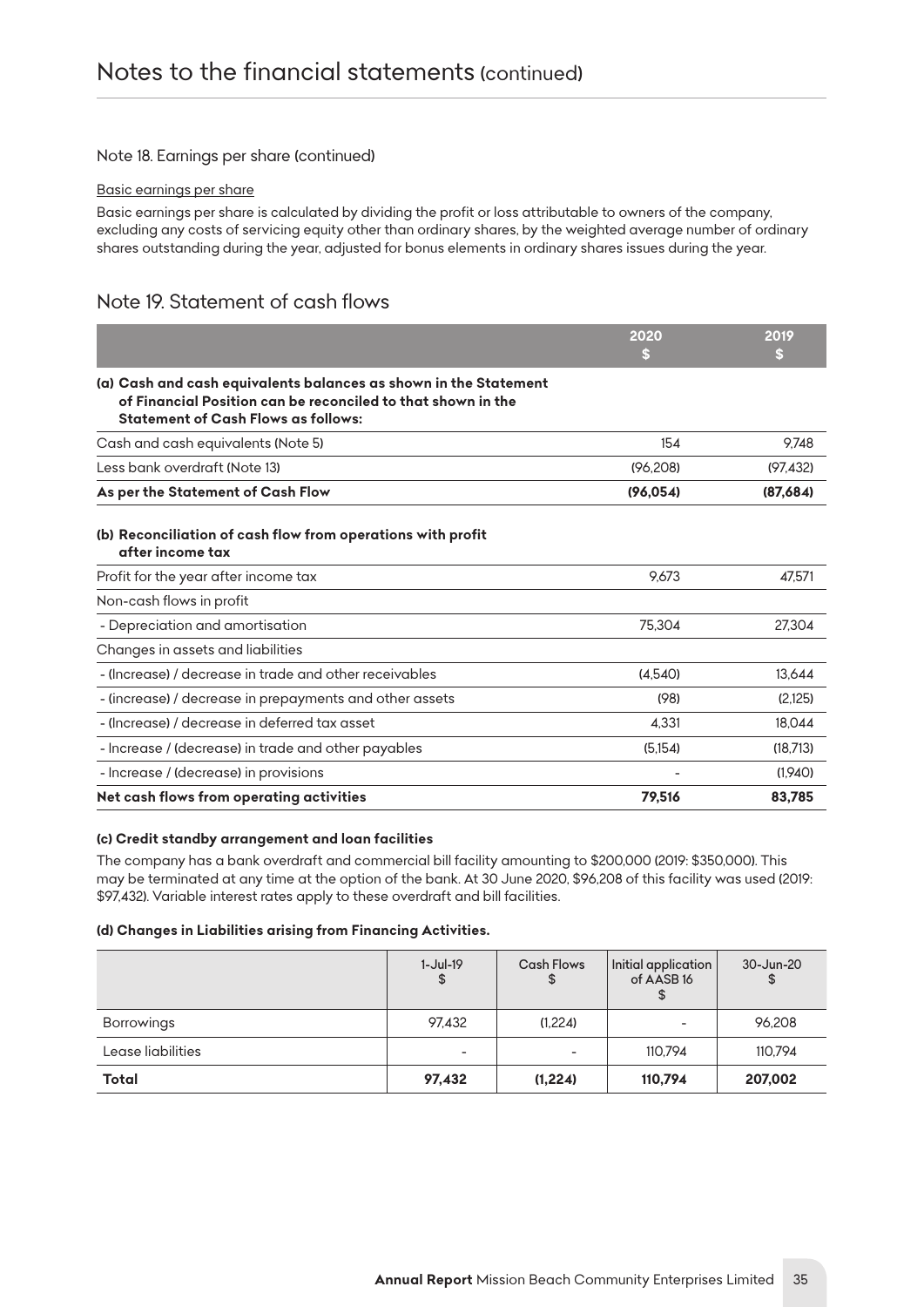# Notes to the financial statements (continued)

Note 18. Earnings per share (continued)

Basic earnings per share

Basic earnings per share is calculated by dividing the profit or loss attributable to owners of the company, excluding any costs of servicing equity other than ordinary shares, by the weighted average number of ordinary shares outstanding during the year, adjusted for bonus elements in ordinary shares issues during the year.

## Note 19. Statement of cash flows

| | 2020 $ | 2019 $ |
|---|---|---|
| **(a) Cash and cash equivalents balances as shown in the Statement of Financial Position can be reconciled to that shown in the Statement of Cash Flows as follows:** | | |
| Cash and cash equivalents (Note 5) | 154 | 9,748 |
| Less bank overdraft (Note 13) | (96,208) | (97,432) |
| **As per the Statement of Cash Flow** | **(96,054)** | **(87,684)** |
| **(b) Reconciliation of cash flow from operations with profit after income tax** | | |
| Profit for the year after income tax | 9,673 | 47,571 |
| Non-cash flows in profit | | |
| - Depreciation and amortisation | 75,304 | 27,304 |
| Changes in assets and liabilities | | |
| - (Increase) / decrease in trade and other receivables | (4,540) | 13,644 |
| - (increase) / decrease in prepayments and other assets | (98) | (2,125) |
| - (Increase) / decrease in deferred tax asset | 4,331 | 18,044 |
| - Increase / (decrease) in trade and other payables | (5,154) | (18,713) |
| - Increase / (decrease) in provisions | - | (1,940) |
| **Net cash flows from operating activities** | **79,516** | **83,785** |

#### (c) Credit standby arrangement and loan facilities

The company has a bank overdraft and commercial bill facility amounting to $200,000 (2019: $350,000). This may be terminated at any time at the option of the bank. At 30 June 2020, $96,208 of this facility was used (2019: $97,432). Variable interest rates apply to these overdraft and bill facilities.

#### (d) Changes in Liabilities arising from Financing Activities.

| | 1-Jul-19 $ | Cash Flows $ | Initial application of AASB 16 $ | 30-Jun-20 $ |
|---|---|---|---|---|
| Borrowings | 97,432 | (1,224) | - | 96,208 |
| Lease liabilities | - | - | 110,794 | 110,794 |
| **Total** | **97,432** | **(1,224)** | **110,794** | **207,002** |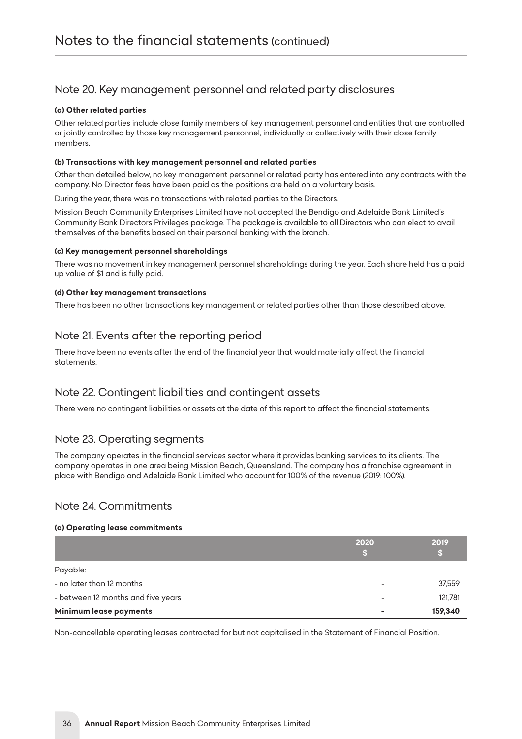# Notes to the financial statements (continued)

## Note 20. Key management personnel and related party disclosures

**(a) Other related parties**

Other related parties include close family members of key management personnel and entities that are controlled or jointly controlled by those key management personnel, individually or collectively with their close family members.

**(b) Transactions with key management personnel and related parties**

Other than detailed below, no key management personnel or related party has entered into any contracts with the company. No Director fees have been paid as the positions are held on a voluntary basis.

During the year, there was no transactions with related parties to the Directors.

Mission Beach Community Enterprises Limited have not accepted the Bendigo and Adelaide Bank Limited's Community Bank Directors Privileges package. The package is available to all Directors who can elect to avail themselves of the benefits based on their personal banking with the branch.

**(c) Key management personnel shareholdings**

There was no movement in key management personnel shareholdings during the year. Each share held has a paid up value of $1 and is fully paid.

**(d) Other key management transactions**

There has been no other transactions key management or related parties other than those described above.

## Note 21. Events after the reporting period

There have been no events after the end of the financial year that would materially affect the financial statements.

## Note 22. Contingent liabilities and contingent assets

There were no contingent liabilities or assets at the date of this report to affect the financial statements.

## Note 23. Operating segments

The company operates in the financial services sector where it provides banking services to its clients. The company operates in one area being Mission Beach, Queensland. The company has a franchise agreement in place with Bendigo and Adelaide Bank Limited who account for 100% of the revenue (2019: 100%).

## Note 24. Commitments

**(a) Operating lease commitments**

| | 2020 $ | 2019 $ |
|---|---|---|
| Payable: | | |
| - no later than 12 months | - | 37,559 |
| - between 12 months and five years | - | 121,781 |
| **Minimum lease payments** | **-** | **159,340** |

Non-cancellable operating leases contracted for but not capitalised in the Statement of Financial Position.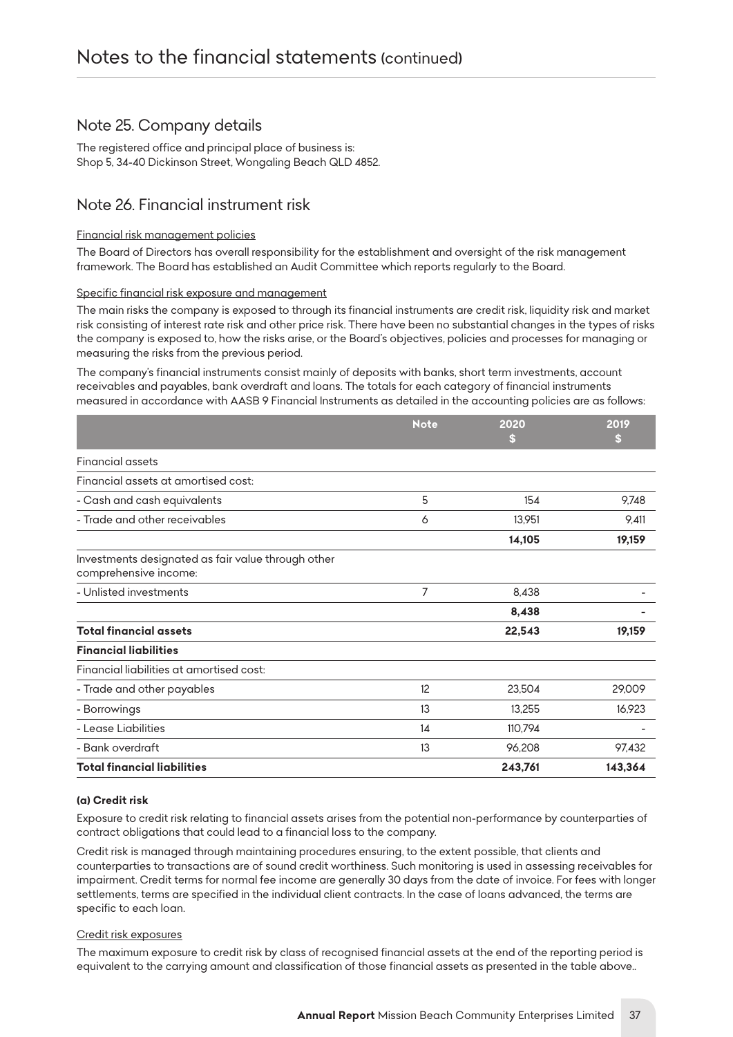# Notes to the financial statements (continued)

## Note 25. Company details

The registered office and principal place of business is:
Shop 5, 34-40 Dickinson Street, Wongaling Beach QLD 4852.

## Note 26. Financial instrument risk

Financial risk management policies

The Board of Directors has overall responsibility for the establishment and oversight of the risk management framework. The Board has established an Audit Committee which reports regularly to the Board.

Specific financial risk exposure and management

The main risks the company is exposed to through its financial instruments are credit risk, liquidity risk and market risk consisting of interest rate risk and other price risk. There have been no substantial changes in the types of risks the company is exposed to, how the risks arise, or the Board's objectives, policies and processes for managing or measuring the risks from the previous period.

The company's financial instruments consist mainly of deposits with banks, short term investments, account receivables and payables, bank overdraft and loans. The totals for each category of financial instruments measured in accordance with AASB 9 Financial Instruments as detailed in the accounting policies are as follows:

| | Note | 2020 $ | 2019 $ |
|---|---|---|---|
| Financial assets | | | |
| Financial assets at amortised cost: | | | |
| - Cash and cash equivalents | 5 | 154 | 9,748 |
| - Trade and other receivables | 6 | 13,951 | 9,411 |
| | | **14,105** | **19,159** |
| Investments designated as fair value through other comprehensive income: | | | |
| - Unlisted investments | 7 | 8,438 | - |
| | | **8,438** | **-** |
| **Total financial assets** | | **22,543** | **19,159** |
| **Financial liabilities** | | | |
| Financial liabilities at amortised cost: | | | |
| - Trade and other payables | 12 | 23,504 | 29,009 |
| - Borrowings | 13 | 13,255 | 16,923 |
| - Lease Liabilities | 14 | 110,794 | - |
| - Bank overdraft | 13 | 96,208 | 97,432 |
| **Total financial liabilities** | | **243,761** | **143,364** |

**(a) Credit risk**

Exposure to credit risk relating to financial assets arises from the potential non-performance by counterparties of contract obligations that could lead to a financial loss to the company.

Credit risk is managed through maintaining procedures ensuring, to the extent possible, that clients and counterparties to transactions are of sound credit worthiness. Such monitoring is used in assessing receivables for impairment. Credit terms for normal fee income are generally 30 days from the date of invoice. For fees with longer settlements, terms are specified in the individual client contracts. In the case of loans advanced, the terms are specific to each loan.

Credit risk exposures

The maximum exposure to credit risk by class of recognised financial assets at the end of the reporting period is equivalent to the carrying amount and classification of those financial assets as presented in the table above..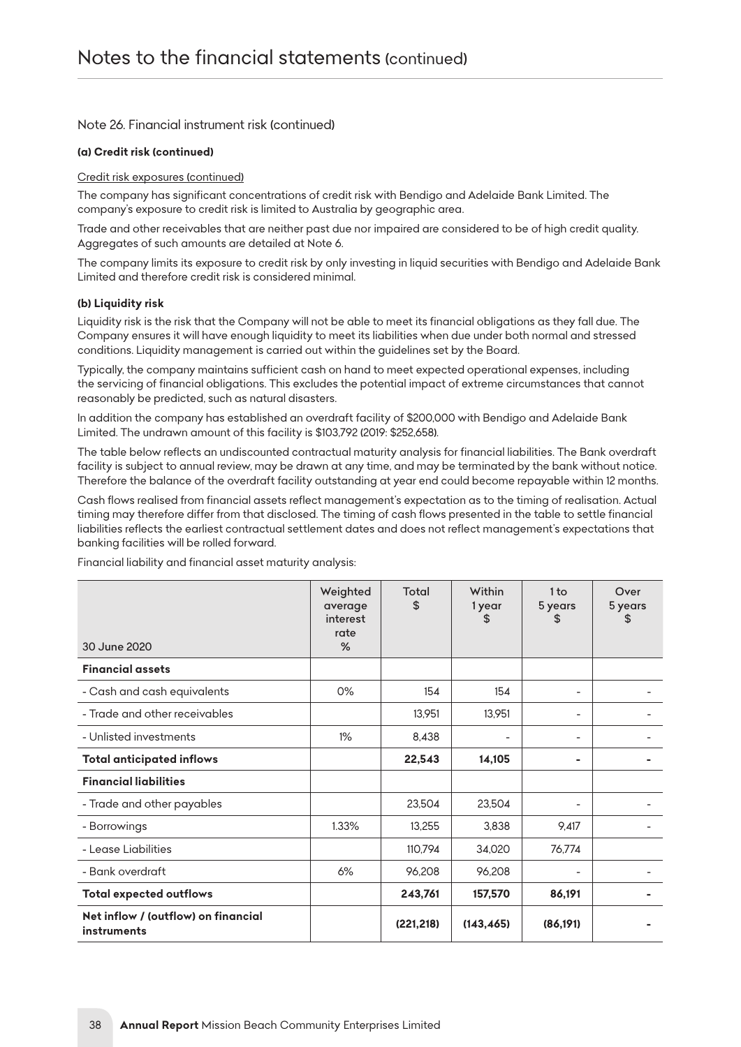# Notes to the financial statements (continued)

## Note 26. Financial instrument risk (continued)

**(a) Credit risk (continued)**

Credit risk exposures (continued)

The company has significant concentrations of credit risk with Bendigo and Adelaide Bank Limited. The company's exposure to credit risk is limited to Australia by geographic area.

Trade and other receivables that are neither past due nor impaired are considered to be of high credit quality. Aggregates of such amounts are detailed at Note 6.

The company limits its exposure to credit risk by only investing in liquid securities with Bendigo and Adelaide Bank Limited and therefore credit risk is considered minimal.

**(b) Liquidity risk**

Liquidity risk is the risk that the Company will not be able to meet its financial obligations as they fall due. The Company ensures it will have enough liquidity to meet its liabilities when due under both normal and stressed conditions. Liquidity management is carried out within the guidelines set by the Board.

Typically, the company maintains sufficient cash on hand to meet expected operational expenses, including the servicing of financial obligations. This excludes the potential impact of extreme circumstances that cannot reasonably be predicted, such as natural disasters.

In addition the company has established an overdraft facility of $200,000 with Bendigo and Adelaide Bank Limited. The undrawn amount of this facility is $103,792 (2019: $252,658).

The table below reflects an undiscounted contractual maturity analysis for financial liabilities. The Bank overdraft facility is subject to annual review, may be drawn at any time, and may be terminated by the bank without notice. Therefore the balance of the overdraft facility outstanding at year end could become repayable within 12 months.

Cash flows realised from financial assets reflect management's expectation as to the timing of realisation. Actual timing may therefore differ from that disclosed. The timing of cash flows presented in the table to settle financial liabilities reflects the earliest contractual settlement dates and does not reflect management's expectations that banking facilities will be rolled forward.

Financial liability and financial asset maturity analysis:

| 30 June 2020 | Weighted average interest rate % | Total $ | Within 1 year $ | 1 to 5 years $ | Over 5 years $ |
|---|---|---|---|---|---|
| **Financial assets** | | | | | |
| - Cash and cash equivalents | 0% | 154 | 154 | - | - |
| - Trade and other receivables | | 13,951 | 13,951 | - | - |
| - Unlisted investments | 1% | 8,438 | - | - | - |
| **Total anticipated inflows** | | **22,543** | **14,105** | **-** | **-** |
| **Financial liabilities** | | | | | |
| - Trade and other payables | | 23,504 | 23,504 | - | - |
| - Borrowings | 1.33% | 13,255 | 3,838 | 9,417 | - |
| - Lease Liabilities | | 110,794 | 34,020 | 76,774 | |
| - Bank overdraft | 6% | 96,208 | 96,208 | - | - |
| **Total expected outflows** | | **243,761** | **157,570** | **86,191** | **-** |
| **Net inflow / (outflow) on financial instruments** | | **(221,218)** | **(143,465)** | **(86,191)** | **-** |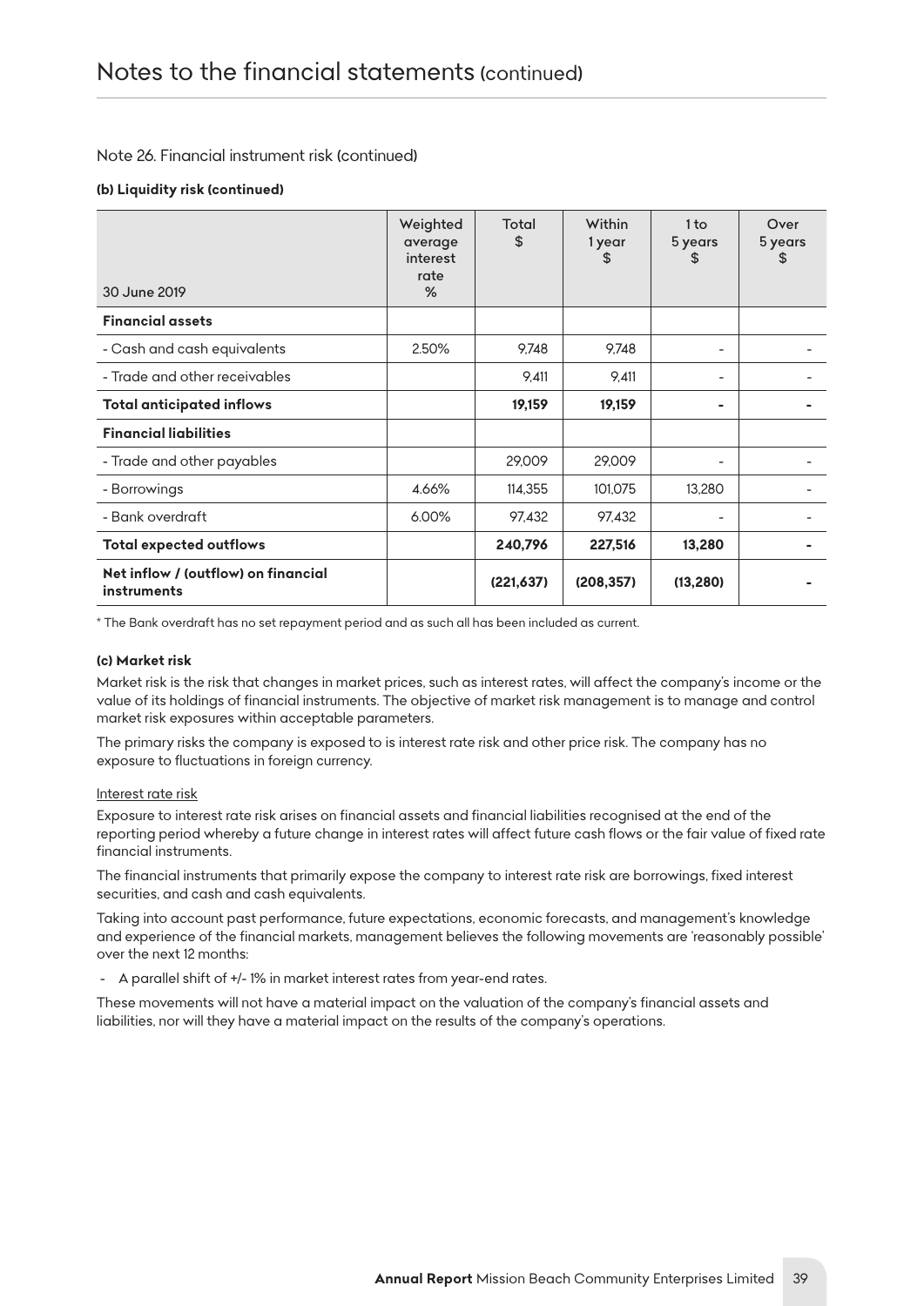# Notes to the financial statements (continued)

## Note 26. Financial instrument risk (continued)

### (b) Liquidity risk (continued)

| 30 June 2019 | Weighted average interest rate % | Total $ | Within 1 year $ | 1 to 5 years $ | Over 5 years $ |
|---|---|---|---|---|---|
| **Financial assets** | | | | | |
| - Cash and cash equivalents | 2.50% | 9,748 | 9,748 | - | - |
| - Trade and other receivables | | 9,411 | 9,411 | - | - |
| **Total anticipated inflows** | | **19,159** | **19,159** | **-** | **-** |
| **Financial liabilities** | | | | | |
| - Trade and other payables | | 29,009 | 29,009 | - | - |
| - Borrowings | 4.66% | 114,355 | 101,075 | 13,280 | - |
| - Bank overdraft | 6.00% | 97,432 | 97,432 | - | - |
| **Total expected outflows** | | **240,796** | **227,516** | **13,280** | **-** |
| **Net inflow / (outflow) on financial instruments** | | **(221,637)** | **(208,357)** | **(13,280)** | **-** |

* The Bank overdraft has no set repayment period and as such all has been included as current.

### (c) Market risk

Market risk is the risk that changes in market prices, such as interest rates, will affect the company's income or the value of its holdings of financial instruments. The objective of market risk management is to manage and control market risk exposures within acceptable parameters.

The primary risks the company is exposed to is interest rate risk and other price risk. The company has no exposure to fluctuations in foreign currency.

#### Interest rate risk

Exposure to interest rate risk arises on financial assets and financial liabilities recognised at the end of the reporting period whereby a future change in interest rates will affect future cash flows or the fair value of fixed rate financial instruments.

The financial instruments that primarily expose the company to interest rate risk are borrowings, fixed interest securities, and cash and cash equivalents.

Taking into account past performance, future expectations, economic forecasts, and management's knowledge and experience of the financial markets, management believes the following movements are 'reasonably possible' over the next 12 months:

- A parallel shift of +/- 1% in market interest rates from year-end rates.

These movements will not have a material impact on the valuation of the company's financial assets and liabilities, nor will they have a material impact on the results of the company's operations.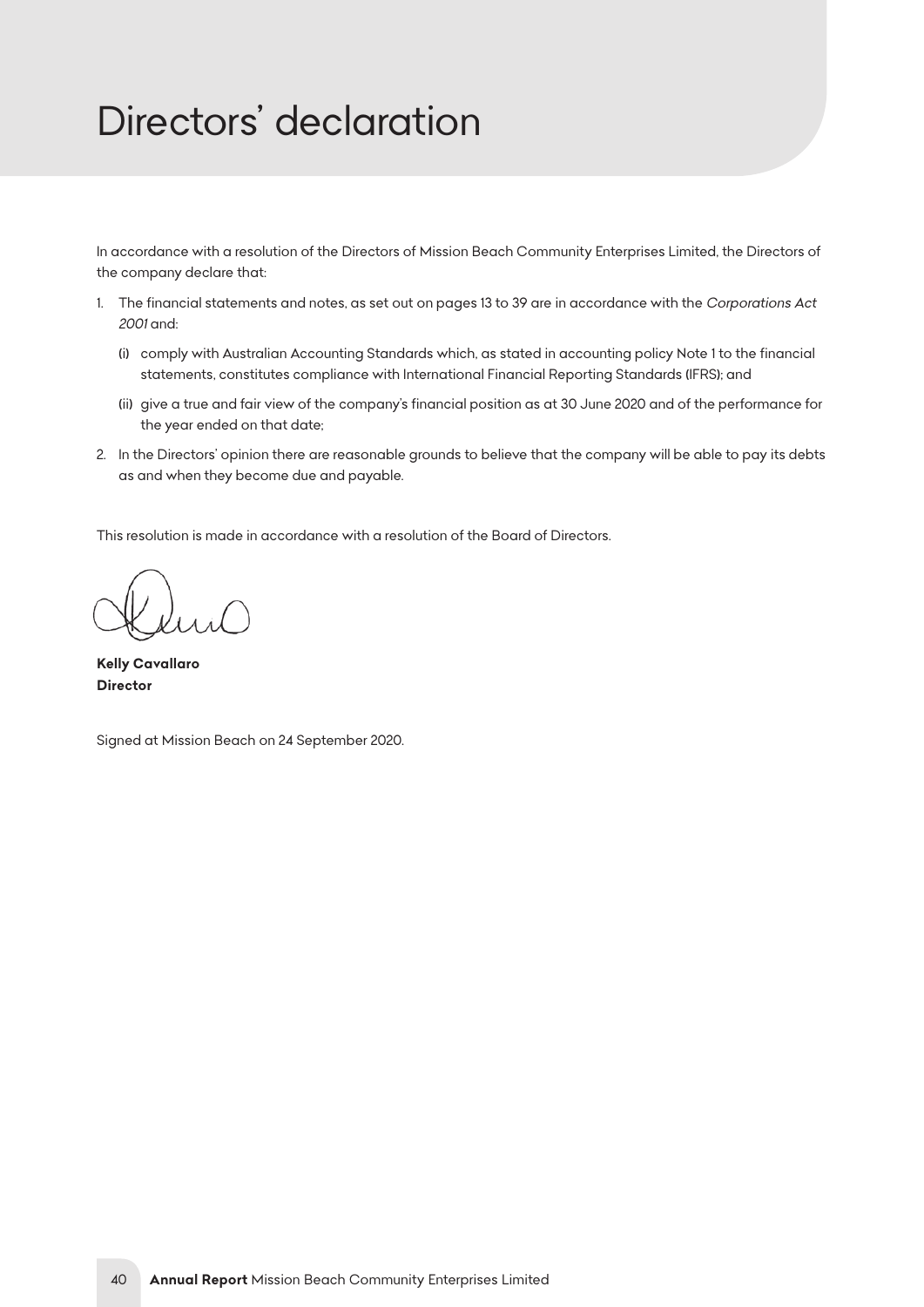# Directors' declaration

In accordance with a resolution of the Directors of Mission Beach Community Enterprises Limited, the Directors of the company declare that:

1. The financial statements and notes, as set out on pages 13 to 39 are in accordance with the *Corporations Act 2001* and:
   - (i) comply with Australian Accounting Standards which, as stated in accounting policy Note 1 to the financial statements, constitutes compliance with International Financial Reporting Standards (IFRS); and
   - (ii) give a true and fair view of the company's financial position as at 30 June 2020 and of the performance for the year ended on that date;
2. In the Directors' opinion there are reasonable grounds to believe that the company will be able to pay its debts as and when they become due and payable.

This resolution is made in accordance with a resolution of the Board of Directors.

**Kelly Cavallaro**
**Director**

Signed at Mission Beach on 24 September 2020.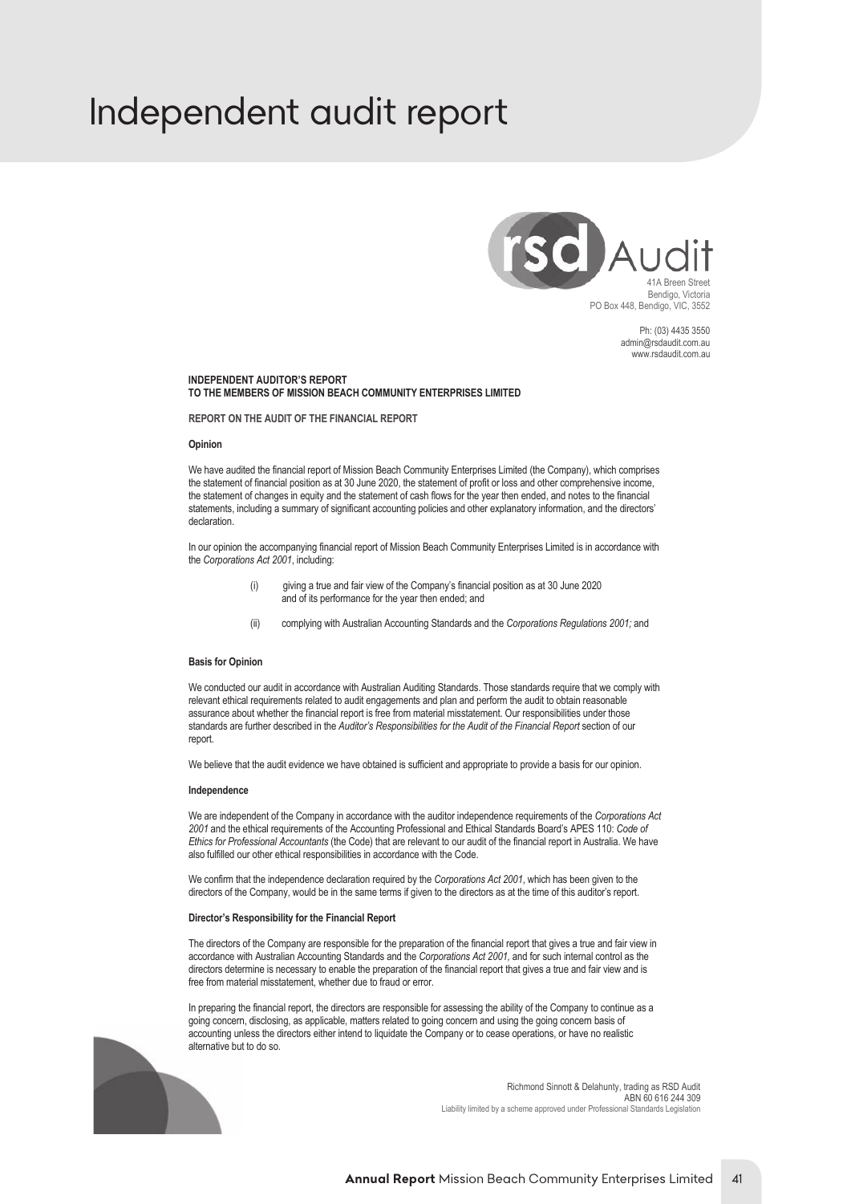# Independent audit report

rsd Audit
41A Breen Street
Bendigo, Victoria
PO Box 448, Bendigo, VIC, 3552

Ph: (03) 4435 3550
admin@rsdaudit.com.au
www.rsdaudit.com.au

**INDEPENDENT AUDITOR'S REPORT**
**TO THE MEMBERS OF MISSION BEACH COMMUNITY ENTERPRISES LIMITED**

**REPORT ON THE AUDIT OF THE FINANCIAL REPORT**

**Opinion**

We have audited the financial report of Mission Beach Community Enterprises Limited (the Company), which comprises the statement of financial position as at 30 June 2020, the statement of profit or loss and other comprehensive income, the statement of changes in equity and the statement of cash flows for the year then ended, and notes to the financial statements, including a summary of significant accounting policies and other explanatory information, and the directors' declaration.

In our opinion the accompanying financial report of Mission Beach Community Enterprises Limited is in accordance with the *Corporations Act 2001*, including:

(i) giving a true and fair view of the Company's financial position as at 30 June 2020 and of its performance for the year then ended; and

(ii) complying with Australian Accounting Standards and the *Corporations Regulations 2001;* and

**Basis for Opinion**

We conducted our audit in accordance with Australian Auditing Standards. Those standards require that we comply with relevant ethical requirements related to audit engagements and plan and perform the audit to obtain reasonable assurance about whether the financial report is free from material misstatement. Our responsibilities under those standards are further described in the *Auditor's Responsibilities for the Audit of the Financial Report* section of our report.

We believe that the audit evidence we have obtained is sufficient and appropriate to provide a basis for our opinion.

**Independence**

We are independent of the Company in accordance with the auditor independence requirements of the *Corporations Act 2001* and the ethical requirements of the Accounting Professional and Ethical Standards Board's APES 110: *Code of Ethics for Professional Accountants* (the Code) that are relevant to our audit of the financial report in Australia. We have also fulfilled our other ethical responsibilities in accordance with the Code.

We confirm that the independence declaration required by the *Corporations Act 2001*, which has been given to the directors of the Company, would be in the same terms if given to the directors as at the time of this auditor's report.

**Director's Responsibility for the Financial Report**

The directors of the Company are responsible for the preparation of the financial report that gives a true and fair view in accordance with Australian Accounting Standards and the *Corporations Act 2001,* and for such internal control as the directors determine is necessary to enable the preparation of the financial report that gives a true and fair view and is free from material misstatement, whether due to fraud or error.

In preparing the financial report, the directors are responsible for assessing the ability of the Company to continue as a going concern, disclosing, as applicable, matters related to going concern and using the going concern basis of accounting unless the directors either intend to liquidate the Company or to cease operations, or have no realistic alternative but to do so.

Richmond Sinnott & Delahunty, trading as RSD Audit
ABN 60 616 244 309
Liability limited by a scheme approved under Professional Standards Legislation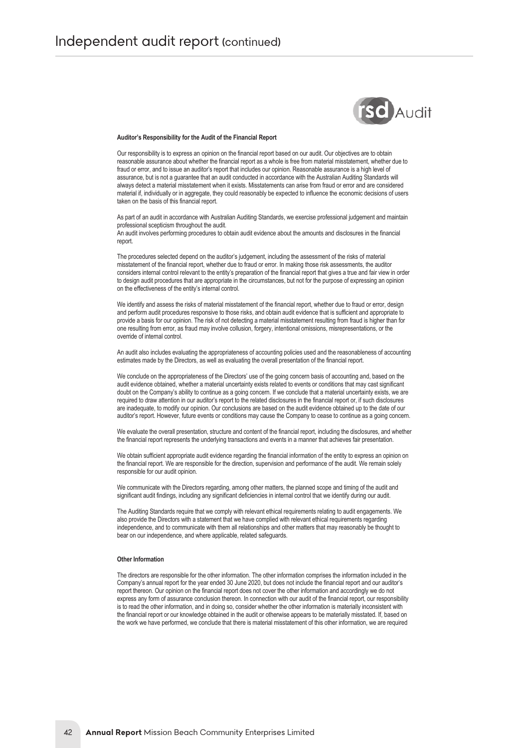## Independent audit report (continued)

**Auditor's Responsibility for the Audit of the Financial Report**

Our responsibility is to express an opinion on the financial report based on our audit. Our objectives are to obtain reasonable assurance about whether the financial report as a whole is free from material misstatement, whether due to fraud or error, and to issue an auditor's report that includes our opinion. Reasonable assurance is a high level of assurance, but is not a guarantee that an audit conducted in accordance with the Australian Auditing Standards will always detect a material misstatement when it exists. Misstatements can arise from fraud or error and are considered material if, individually or in aggregate, they could reasonably be expected to influence the economic decisions of users taken on the basis of this financial report.

As part of an audit in accordance with Australian Auditing Standards, we exercise professional judgement and maintain professional scepticism throughout the audit.
An audit involves performing procedures to obtain audit evidence about the amounts and disclosures in the financial report.

The procedures selected depend on the auditor's judgement, including the assessment of the risks of material misstatement of the financial report, whether due to fraud or error. In making those risk assessments, the auditor considers internal control relevant to the entity's preparation of the financial report that gives a true and fair view in order to design audit procedures that are appropriate in the circumstances, but not for the purpose of expressing an opinion on the effectiveness of the entity's internal control.

We identify and assess the risks of material misstatement of the financial report, whether due to fraud or error, design and perform audit procedures responsive to those risks, and obtain audit evidence that is sufficient and appropriate to provide a basis for our opinion. The risk of not detecting a material misstatement resulting from fraud is higher than for one resulting from error, as fraud may involve collusion, forgery, intentional omissions, misrepresentations, or the override of internal control.

An audit also includes evaluating the appropriateness of accounting policies used and the reasonableness of accounting estimates made by the Directors, as well as evaluating the overall presentation of the financial report.

We conclude on the appropriateness of the Directors' use of the going concern basis of accounting and, based on the audit evidence obtained, whether a material uncertainty exists related to events or conditions that may cast significant doubt on the Company's ability to continue as a going concern. If we conclude that a material uncertainty exists, we are required to draw attention in our auditor's report to the related disclosures in the financial report or, if such disclosures are inadequate, to modify our opinion. Our conclusions are based on the audit evidence obtained up to the date of our auditor's report. However, future events or conditions may cause the Company to cease to continue as a going concern.

We evaluate the overall presentation, structure and content of the financial report, including the disclosures, and whether the financial report represents the underlying transactions and events in a manner that achieves fair presentation.

We obtain sufficient appropriate audit evidence regarding the financial information of the entity to express an opinion on the financial report. We are responsible for the direction, supervision and performance of the audit. We remain solely responsible for our audit opinion.

We communicate with the Directors regarding, among other matters, the planned scope and timing of the audit and significant audit findings, including any significant deficiencies in internal control that we identify during our audit.

The Auditing Standards require that we comply with relevant ethical requirements relating to audit engagements. We also provide the Directors with a statement that we have complied with relevant ethical requirements regarding independence, and to communicate with them all relationships and other matters that may reasonably be thought to bear on our independence, and where applicable, related safeguards.

**Other Information**

The directors are responsible for the other information. The other information comprises the information included in the Company's annual report for the year ended 30 June 2020, but does not include the financial report and our auditor's report thereon. Our opinion on the financial report does not cover the other information and accordingly we do not express any form of assurance conclusion thereon. In connection with our audit of the financial report, our responsibility is to read the other information, and in doing so, consider whether the other information is materially inconsistent with the financial report or our knowledge obtained in the audit or otherwise appears to be materially misstated. If, based on the work we have performed, we conclude that there is material misstatement of this other information, we are required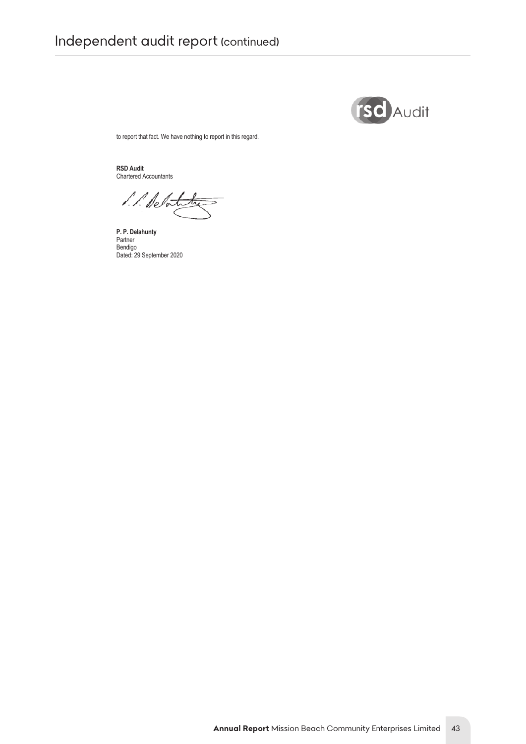# Independent audit report (continued)

to report that fact. We have nothing to report in this regard.

**RSD Audit**
Chartered Accountants

**P. P. Delahunty**
Partner
Bendigo
Dated: 29 September 2020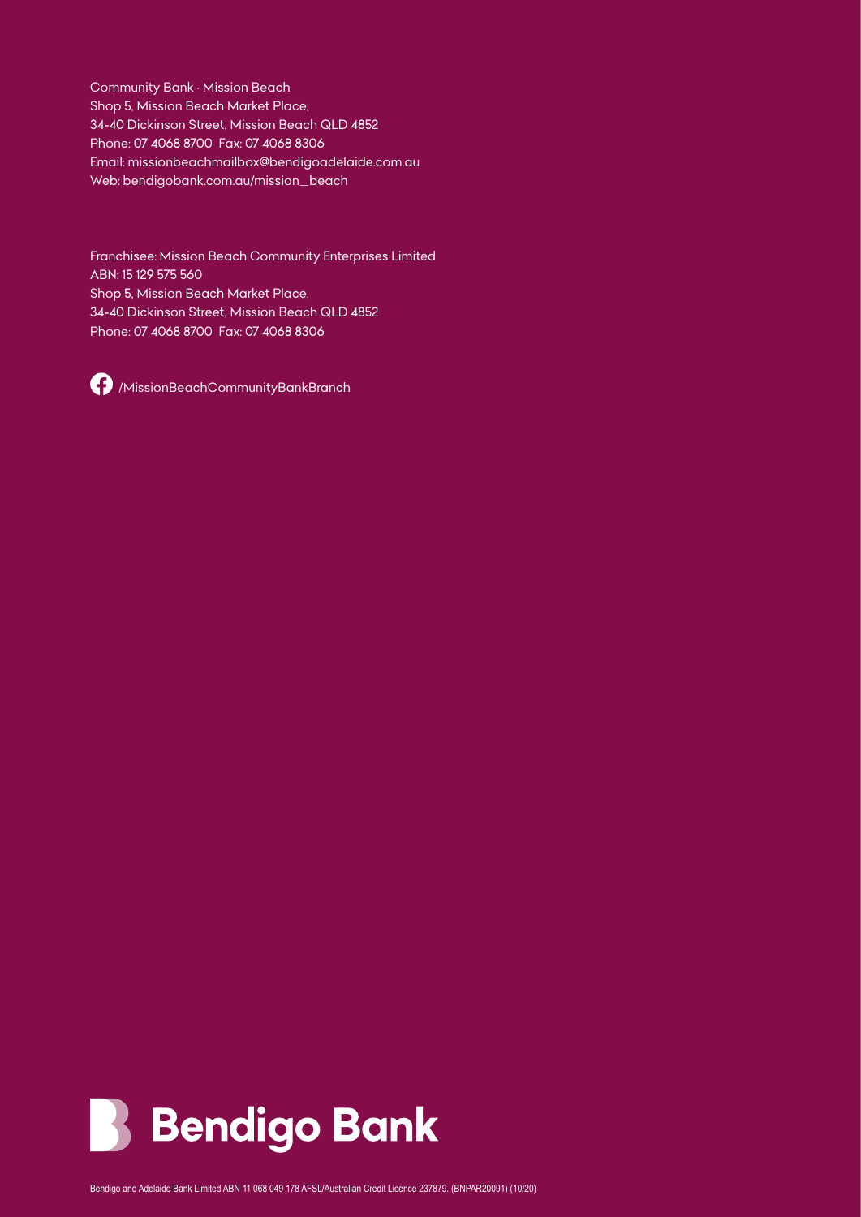Community Bank · Mission Beach
Shop 5, Mission Beach Market Place,
34-40 Dickinson Street, Mission Beach QLD 4852
Phone: 07 4068 8700 Fax: 07 4068 8306
Email: missionbeachmailbox@bendigoadelaide.com.au
Web: bendigobank.com.au/mission_beach

Franchisee: Mission Beach Community Enterprises Limited
ABN: 15 129 575 560
Shop 5, Mission Beach Market Place,
34-40 Dickinson Street, Mission Beach QLD 4852
Phone: 07 4068 8700 Fax: 07 4068 8306

/MissionBeachCommunityBankBranch

Bendigo Bank

Bendigo and Adelaide Bank Limited ABN 11 068 049 178 AFSL/Australian Credit Licence 237879. (BNPAR20091) (10/20)